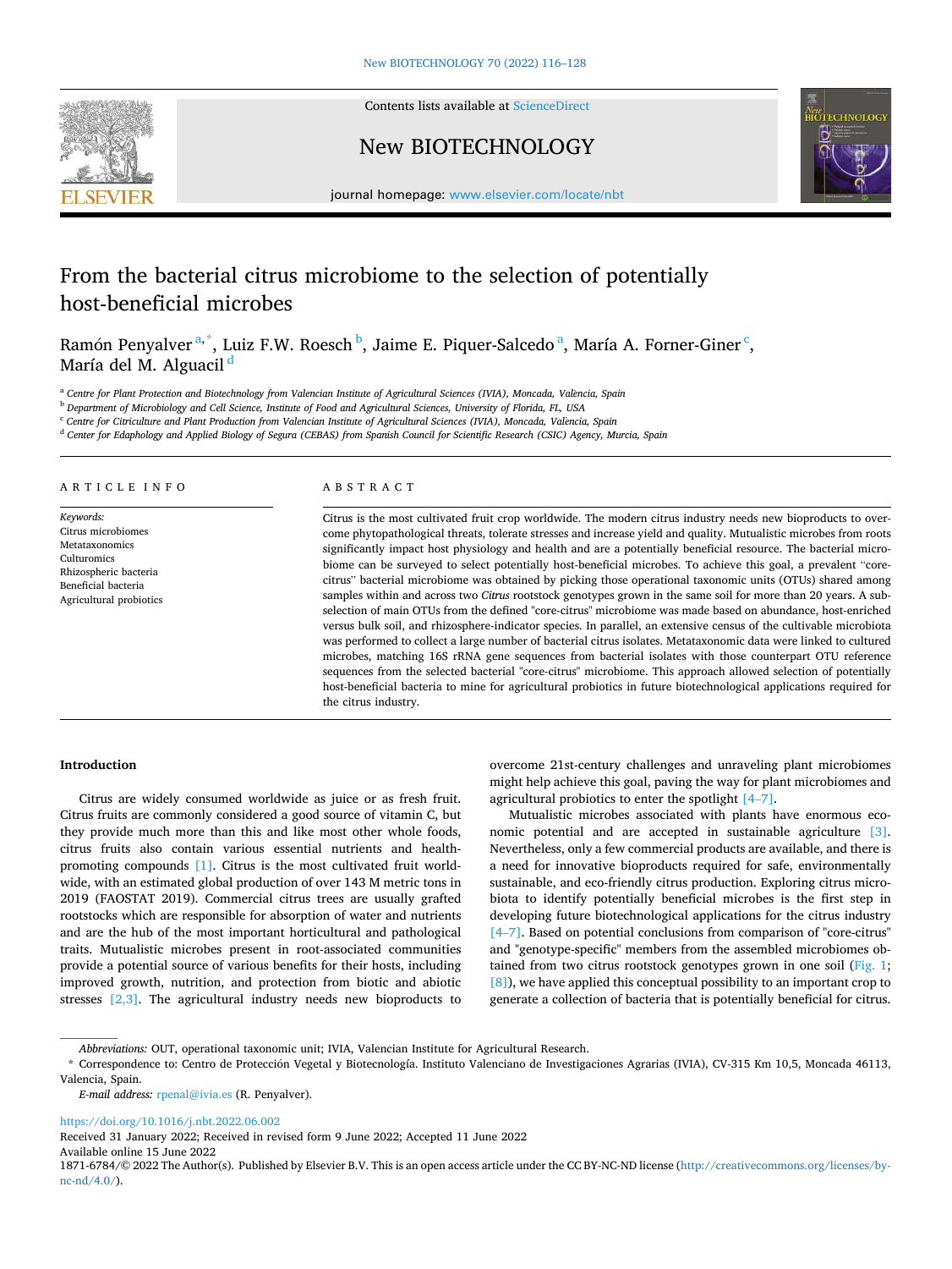# From the bacterial citrus microbiome to the selection of potentially host-beneficial microbes

Ramón Penyalver [a,*], Luiz F.W. Roesch [b], Jaime E. Piquer-Salcedo [a], María A. Forner-Giner [c], María del M. Alguacil [d]

[a] Centre for Plant Protection and Biotechnology from Valencian Institute of Agricultural Sciences (IVIA), Moncada, València, Spain
[b] Department of Microbiology and Cell Science, Institute of Food and Agricultural Sciences, University of Florida, FL, USA
[c] Centre for Citriculture and Plant Production from Valencian Institute of Agricultural Sciences (IVIA), Moncada, València, Spain
[d] Center for Edaphology and Applied Biology of Segura (CEBAS) from Spanish Council for Scientific Research (CSIC) Agency, Murcia, Spain

## ARTICLE INFO

*Keywords:*
Citrus microbiomes
Metataxonomics
Culturomics
Rhizospheric bacteria
Beneficial bacteria
Agricultural probiotics

## ABSTRACT

Citrus is the most cultivated fruit crop worldwide. The modern citrus industry needs new bioproducts to overcome phytopathological threats, tolerate stresses and increase yield and quality. Mutualistic microbes from roots significantly impact host physiology and health and are a potentially beneficial resource. The bacterial microbiome can be surveyed to select potentially host-beneficial microbes. To achieve this goal, a prevalent "core-citrus" bacterial microbiome was obtained by picking those operational taxonomic units (OTUs) shared among samples within and across two *Citrus* rootstock genotypes grown in the same soil for more than 20 years. A subselection of main OTUs from the defined "core-citrus" microbiome was made based on abundance, host-enriched versus bulk soil, and rhizosphere-indicator species. In parallel, an extensive census of the cultivable microbiota was performed to collect a large number of bacterial citrus isolates. Metataxonomic data were linked to cultured microbes, matching 16S rRNA gene sequences from bacterial isolates with those counterpart OTU reference sequences from the selected bacterial "core-citrus" microbiome. This approach allowed selection of potentially host-beneficial bacteria to mine for agricultural probiotics in future biotechnological applications required for the citrus industry.

## Introduction

Citrus are widely consumed worldwide as juice or as fresh fruit. Citrus fruits are commonly considered a good source of vitamin C, but they provide much more than this and like most other whole foods, citrus fruits also contain various essential nutrients and health-promoting compounds [1]. Citrus is the most cultivated fruit worldwide, with an estimated global production of over 143 M metric tons in 2019 (FAOSTAT 2019). Commercial citrus trees are usually grafted rootstocks which are responsible for absorption of water and nutrients and are the hub of the most important horticultural and pathological traits. Mutualistic microbes present in root-associated communities provide a potential source of various benefits for their hosts, including improved growth, nutrition, and protection from biotic and abiotic stresses [2,3]. The agricultural industry needs new bioproducts to overcome 21st-century challenges and unraveling plant microbiomes might help achieve this goal, paving the way for plant microbiomes and agricultural probiotics to enter the spotlight [4–7].

Mutualistic microbes associated with plants have enormous economic potential and are accepted in sustainable agriculture [3]. Nevertheless, only a few commercial products are available, and there is a need for innovative bioproducts required for safe, environmentally sustainable, and eco-friendly citrus production. Exploring citrus microbiota to identify potentially beneficial microbes is the first step in developing future biotechnological applications for the citrus industry [4–7]. Based on potential conclusions from comparison of "core-citrus" and "genotype-specific" members from the assembled microbiomes obtained from two citrus rootstock genotypes grown in one soil (Fig. 1; [8]), we have applied this conceptual possibility to an important crop to generate a collection of bacteria that is potentially beneficial for citrus.

---

*Abbreviations:* OUT, operational taxonomic unit; IVIA, Valencian Institute for Agricultural Research.

* Correspondence to: Centro de Protección Vegetal y Biotecnología. Instituto Valenciano de Investigaciones Agrarias (IVIA), CV-315 Km 10,5, Moncada 46113, Valencia, Spain.

*E-mail address:* rpenal@ivia.es (R. Penyalver).

https://doi.org/10.1016/j.nbt.2022.06.002
Received 31 January 2022; Received in revised form 9 June 2022; Accepted 11 June 2022
Available online 15 June 2022
1871-6784/© 2022 The Author(s). Published by Elsevier B.V. This is an open access article under the CC BY-NC-ND license (http://creativecommons.org/licenses/by-nc-nd/4.0/).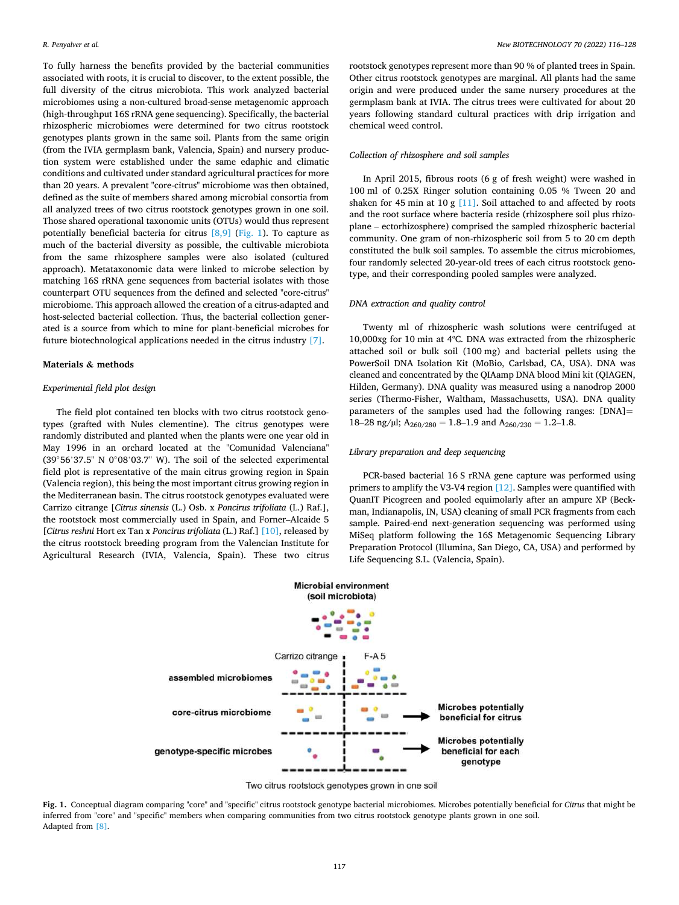To fully harness the benefits provided by the bacterial communities associated with roots, it is crucial to discover, to the extent possible, the full diversity of the citrus microbiota. This work analyzed bacterial microbiomes using a non-cultured broad-sense metagenomic approach (high-throughput 16S rRNA gene sequencing). Specifically, the bacterial rhizospheric microbiomes were determined for two citrus rootstock genotypes plants grown in the same soil. Plants from the same origin (from the IVIA germplasm bank, Valencia, Spain) and nursery production system were established under the same edaphic and climatic conditions and cultivated under standard agricultural practices for more than 20 years. A prevalent "core-citrus" microbiome was then obtained, defined as the suite of members shared among microbial consortia from all analyzed trees of two citrus rootstock genotypes grown in one soil. Those shared operational taxonomic units (OTUs) would thus represent potentially beneficial bacteria for citrus [8,9] (Fig. 1). To capture as much of the bacterial diversity as possible, the cultivable microbiota from the same rhizosphere samples were also isolated (cultured approach). Metataxonomic data were linked to microbe selection by matching 16S rRNA gene sequences from bacterial isolates with those counterpart OTU sequences from the defined and selected "core-citrus" microbiome. This approach allowed the creation of a citrus-adapted and host-selected bacterial collection. Thus, the bacterial collection generated is a source from which to mine for plant-beneficial microbes for future biotechnological applications needed in the citrus industry [7].

## Materials & methods

### *Experimental field plot design*

The field plot contained ten blocks with two citrus rootstock genotypes (grafted with Nules clementine). The citrus genotypes were randomly distributed and planted when the plants were one year old in May 1996 in an orchard located at the "Comunidad Valenciana" (39°56'37.5" N 0°08'03.7" W). The soil of the selected experimental field plot is representative of the main citrus growing region in Spain (Valencia region), this being the most important citrus growing region in the Mediterranean basin. The citrus rootstock genotypes evaluated were Carrizo citrange [*Citrus sinensis* (L.) Osb. x *Poncirus trifoliata* (L.) Raf.], the rootstock most commercially used in Spain, and Forner–Alcaide 5 [*Citrus reshni* Hort ex Tan x *Poncirus trifoliata* (L.) Raf.] [10], released by the citrus rootstock breeding program from the Valencian Institute for Agricultural Research (IVIA, Valencia, Spain). These two citrus rootstock genotypes represent more than 90 % of planted trees in Spain. Other citrus rootstock genotypes are marginal. All plants had the same origin and were produced under the same nursery procedures at the germplasm bank at IVIA. The citrus trees were cultivated for about 20 years following standard cultural practices with drip irrigation and chemical weed control.

### *Collection of rhizosphere and soil samples*

In April 2015, fibrous roots (6 g of fresh weight) were washed in 100 ml of 0.25X Ringer solution containing 0.05 % Tween 20 and shaken for 45 min at 10 g [11]. Soil attached to and affected by roots and the root surface where bacteria reside (rhizosphere soil plus rhizoplane – ectorhizosphere) comprised the sampled rhizospheric bacterial community. One gram of non-rhizospheric soil from 5 to 20 cm depth constituted the bulk soil samples. To assemble the citrus microbiomes, four randomly selected 20-year-old trees of each citrus rootstock genotype, and their corresponding pooled samples were analyzed.

### *DNA extraction and quality control*

Twenty ml of rhizospheric wash solutions were centrifuged at 10,000xg for 10 min at 4°C. DNA was extracted from the rhizospheric attached soil or bulk soil (100 mg) and bacterial pellets using the PowerSoil DNA Isolation Kit (MoBio, Carlsbad, CA, USA). DNA was cleaned and concentrated by the QIAamp DNA blood Mini kit (QIAGEN, Hilden, Germany). DNA quality was measured using a nanodrop 2000 series (Thermo-Fisher, Waltham, Massachusetts, USA). DNA quality parameters of the samples used had the following ranges: [DNA]= 18–28 ng/μl; $A_{260/280}$ = 1.8–1.9 and $A_{260/230}$ = 1.2–1.8.

### *Library preparation and deep sequencing*

PCR-based bacterial 16 S rRNA gene capture was performed using primers to amplify the V3-V4 region [12]. Samples were quantified with QuanIT Picogreen and pooled equimolarly after an ampure XP (Beckman, Indianapolis, IN, USA) cleaning of small PCR fragments from each sample. Paired-end next-generation sequencing was performed using MiSeq platform following the 16S Metagenomic Sequencing Library Preparation Protocol (Illumina, San Diego, CA, USA) and performed by Life Sequencing S.L. (Valencia, Spain).

**Fig. 1.** Conceptual diagram comparing "core" and "specific" citrus rootstock genotype bacterial microbiomes. Microbes potentially beneficial for *Citrus* that might be inferred from "core" and "specific" members when comparing communities from two citrus rootstock genotype plants grown in one soil.
Adapted from [8].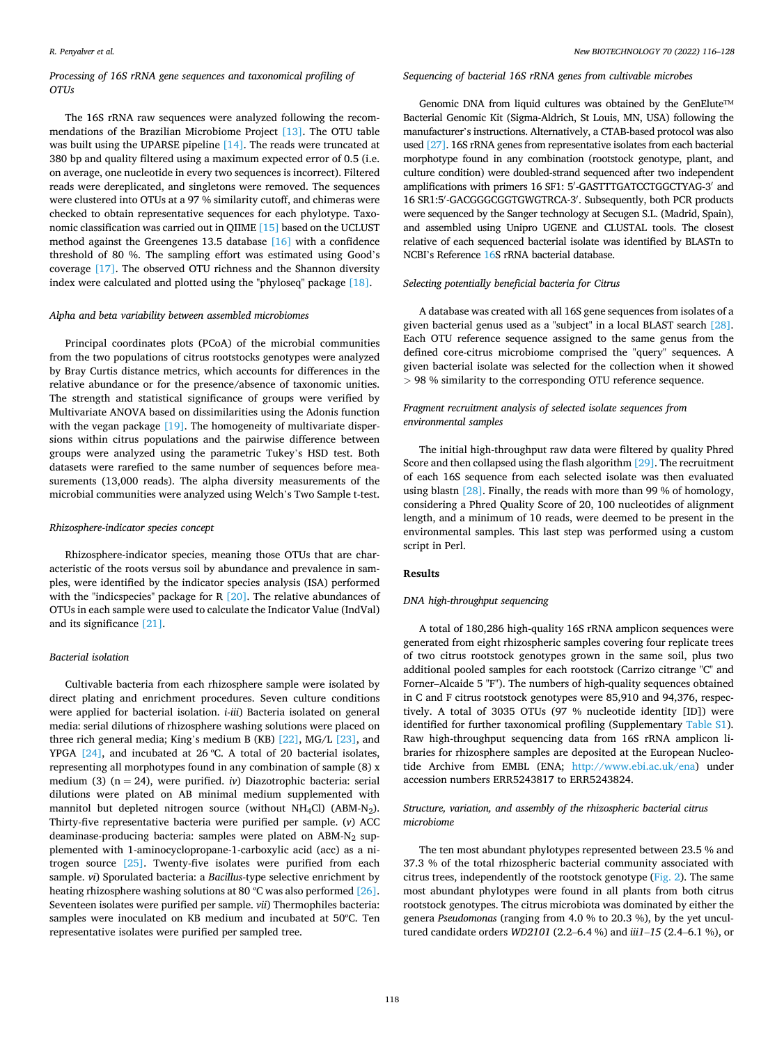### *Processing of 16S rRNA gene sequences and taxonomical profiling of OTUs*

The 16S rRNA raw sequences were analyzed following the recommendations of the Brazilian Microbiome Project [13]. The OTU table was built using the UPARSE pipeline [14]. The reads were truncated at 380 bp and quality filtered using a maximum expected error of 0.5 (i.e. on average, one nucleotide in every two sequences is incorrect). Filtered reads were dereplicated, and singletons were removed. The sequences were clustered into OTUs at a 97 % similarity cutoff, and chimeras were checked to obtain representative sequences for each phylotype. Taxonomic classification was carried out in QIIME [15] based on the UCLUST method against the Greengenes 13.5 database [16] with a confidence threshold of 80 %. The sampling effort was estimated using Good's coverage [17]. The observed OTU richness and the Shannon diversity index were calculated and plotted using the "phyloseq" package [18].

### *Alpha and beta variability between assembled microbiomes*

Principal coordinates plots (PCoA) of the microbial communities from the two populations of citrus rootstocks genotypes were analyzed by Bray Curtis distance metrics, which accounts for differences in the relative abundance or for the presence/absence of taxonomic unities. The strength and statistical significance of groups were verified by Multivariate ANOVA based on dissimilarities using the Adonis function with the vegan package [19]. The homogeneity of multivariate dispersions within citrus populations and the pairwise difference between groups were analyzed using the parametric Tukey's HSD test. Both datasets were rarefied to the same number of sequences before measurements (13,000 reads). The alpha diversity measurements of the microbial communities were analyzed using Welch's Two Sample t-test.

### *Rhizosphere-indicator species concept*

Rhizosphere-indicator species, meaning those OTUs that are characteristic of the roots versus soil by abundance and prevalence in samples, were identified by the indicator species analysis (ISA) performed with the "indicspecies" package for R [20]. The relative abundances of OTUs in each sample were used to calculate the Indicator Value (IndVal) and its significance [21].

### *Bacterial isolation*

Cultivable bacteria from each rhizosphere sample were isolated by direct plating and enrichment procedures. Seven culture conditions were applied for bacterial isolation. *i-iii*) Bacteria isolated on general media: serial dilutions of rhizosphere washing solutions were placed on three rich general media; King's medium B (KB) [22], MG/L [23], and YPGA [24], and incubated at 26 ºC. A total of 20 bacterial isolates, representing all morphotypes found in any combination of sample (8) x medium (3) (n = 24), were purified. *iv*) Diazotrophic bacteria: serial dilutions were plated on AB minimal medium supplemented with mannitol but depleted nitrogen source (without $NH_4Cl$) (ABM-$N_2$). Thirty-five representative bacteria were purified per sample. (*v*) ACC deaminase-producing bacteria: samples were plated on ABM-$N_2$ supplemented with 1-aminocyclopropane-1-carboxylic acid (acc) as a nitrogen source [25]. Twenty-five isolates were purified from each sample. *vi*) Sporulated bacteria: a *Bacillus*-type selective enrichment by heating rhizosphere washing solutions at 80 ºC was also performed [26]. Seventeen isolates were purified per sample. *vii*) Thermophiles bacteria: samples were inoculated on KB medium and incubated at 50ºC. Ten representative isolates were purified per sampled tree.

### *Sequencing of bacterial 16S rRNA genes from cultivable microbes*

Genomic DNA from liquid cultures was obtained by the GenElute™ Bacterial Genomic Kit (Sigma-Aldrich, St Louis, MN, USA) following the manufacturer's instructions. Alternatively, a CTAB-based protocol was also used [27]. 16S rRNA genes from representative isolates from each bacterial morphotype found in any combination (rootstock genotype, plant, and culture condition) were doubled-strand sequenced after two independent amplifications with primers 16 SF1: 5′-GASTTTGATCCTGGCTYAG-3′ and 16 SR1:5′-GACGGGCGGTGWGTRCA-3′. Subsequently, both PCR products were sequenced by the Sanger technology at Secugen S.L. (Madrid, Spain), and assembled using Unipro UGENE and CLUSTAL tools. The closest relative of each sequenced bacterial isolate was identified by BLASTn to NCBI's Reference 16S rRNA bacterial database.

### *Selecting potentially beneficial bacteria for Citrus*

A database was created with all 16S gene sequences from isolates of a given bacterial genus used as a "subject" in a local BLAST search [28]. Each OTU reference sequence assigned to the same genus from the defined core-citrus microbiome comprised the "query" sequences. A given bacterial isolate was selected for the collection when it showed > 98 % similarity to the corresponding OTU reference sequence.

### *Fragment recruitment analysis of selected isolate sequences from environmental samples*

The initial high-throughput raw data were filtered by quality Phred Score and then collapsed using the flash algorithm [29]. The recruitment of each 16S sequence from each selected isolate was then evaluated using blastn [28]. Finally, the reads with more than 99 % of homology, considering a Phred Quality Score of 20, 100 nucleotides of alignment length, and a minimum of 10 reads, were deemed to be present in the environmental samples. This last step was performed using a custom script in Perl.

## Results

### *DNA high-throughput sequencing*

A total of 180,286 high-quality 16S rRNA amplicon sequences were generated from eight rhizospheric samples covering four replicate trees of two citrus rootstock genotypes grown in the same soil, plus two additional pooled samples for each rootstock (Carrizo citrange "C" and Forner–Alcaide 5 "F"). The numbers of high-quality sequences obtained in C and F citrus rootstock genotypes were 85,910 and 94,376, respectively. A total of 3035 OTUs (97 % nucleotide identity [ID]) were identified for further taxonomical profiling (Supplementary Table S1). Raw high-throughput sequencing data from 16S rRNA amplicon libraries for rhizosphere samples are deposited at the European Nucleotide Archive from EMBL (ENA; http://www.ebi.ac.uk/ena) under accession numbers ERR5243817 to ERR5243824.

### *Structure, variation, and assembly of the rhizospheric bacterial citrus microbiome*

The ten most abundant phylotypes represented between 23.5 % and 37.3 % of the total rhizospheric bacterial community associated with citrus trees, independently of the rootstock genotype (Fig. 2). The same most abundant phylotypes were found in all plants from both citrus rootstock genotypes. The citrus microbiota was dominated by either the genera *Pseudomonas* (ranging from 4.0 % to 20.3 %), by the yet uncultured candidate orders *WD2101* (2.2–6.4 %) and *iii1–15* (2.4–6.1 %), or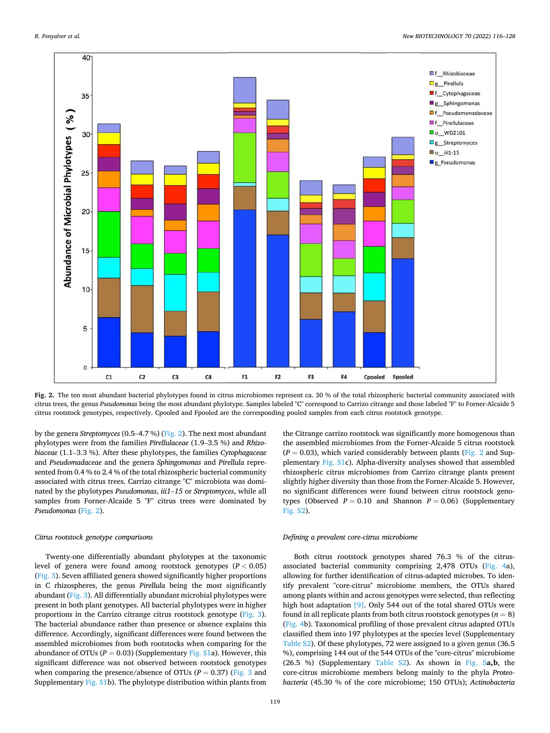**Fig. 2.** The ten most abundant bacterial phylotypes found in citrus microbiomes represent ca. 30 % of the total rhizospheric bacterial community associated with citrus trees, the genus *Pseudomonas* being the most abundant phylotype. Samples labeled "C" correspond to Carrizo citrange and those labeled "F" to Forner-Alcaide 5 citrus rootstock genotypes, respectively. Cpooled and Fpooled are the corresponding pooled samples from each citrus rootstock genotype.

by the genera *Streptomyces* (0.5–4.7 %) (Fig. 2). The next most abundant phylotypes were from the families *Pirellulaceae* (1.9–3.5 %) and *Rhizobiaceae* (1.1–3.3 %). After these phylotypes, the families *Cytophagaceae* and *Pseudomadaceae* and the genera *Sphingomonas* and *Pirellula* represented from 0.4 % to 2.4 % of the total rhizospheric bacterial community associated with citrus trees. Carrizo citrange "C" microbiota was dominated by the phylotypes *Pseudomonas*, *iii1–15* or *Streptomyces*, while all samples from Forner-Alcaide 5 "F" citrus trees were dominated by *Pseudomonas* (Fig. 2).

### *Citrus rootstock genotype comparisons*

Twenty-one differentially abundant phylotypes at the taxonomic level of genera were found among rootstock genotypes ($P < 0.05$) (Fig. 3). Seven affiliated genera showed significantly higher proportions in C rhizospheres, the genus *Pirellula* being the most significantly abundant (Fig. 3). All differentially abundant microbial phylotypes were present in both plant genotypes. All bacterial phylotypes were in higher proportions in the Carrizo citrange citrus rootstock genotype (Fig. 3). The bacterial abundance rather than presence or absence explains this difference. Accordingly, significant differences were found between the assembled microbiomes from both rootstocks when comparing for the abundance of OTUs ($P = 0.03$) (Supplementary Fig. S1a). However, this significant difference was not observed between rootstock genotypes when comparing the presence/absence of OTUs ($P = 0.37$) (Fig. 3 and Supplementary Fig. S1b). The phylotype distribution within plants from the Citrange carrizo rootstock was significantly more homogenous than the assembled microbiomes from the Forner-Alcaide 5 citrus rootstock ($P = 0.03$), which varied considerably between plants (Fig. 2 and Supplementary Fig. S1c). Alpha-diversity analyses showed that assembled rhizospheric citrus microbiomes from Carrizo citrange plants present slightly higher diversity than those from the Forner-Alcaide 5. However, no significant differences were found between citrus rootstock genotypes (Observed $P = 0.10$ and Shannon $P = 0.06$) (Supplementary Fig. S2).

### *Defining a prevalent core-citrus microbiome*

Both citrus rootstock genotypes shared 76.3 % of the citrus-associated bacterial community comprising 2,478 OTUs (Fig. 4a), allowing for further identification of citrus-adapted microbes. To identify prevalent "core-citrus" microbiome members, the OTUs shared among plants within and across genotypes were selected, thus reflecting high host adaptation [9]. Only 544 out of the total shared OTUs were found in all replicate plants from both citrus rootstock genotypes ($n = 8$) (Fig. 4b). Taxonomical profiling of those prevalent citrus adapted OTUs classified them into 197 phylotypes at the species level (Supplementary Table S2). Of these phylotypes, 72 were assigned to a given genus (36.5 %), comprising 144 out of the 544 OTUs of the "core-citrus" microbiome (26.5 %) (Supplementary Table S2). As shown in Fig. 5**a,b**, the core-citrus microbiome members belong mainly to the phyla *Proteobacteria* (45.30 % of the core microbiome; 150 OTUs); *Actinobacteria*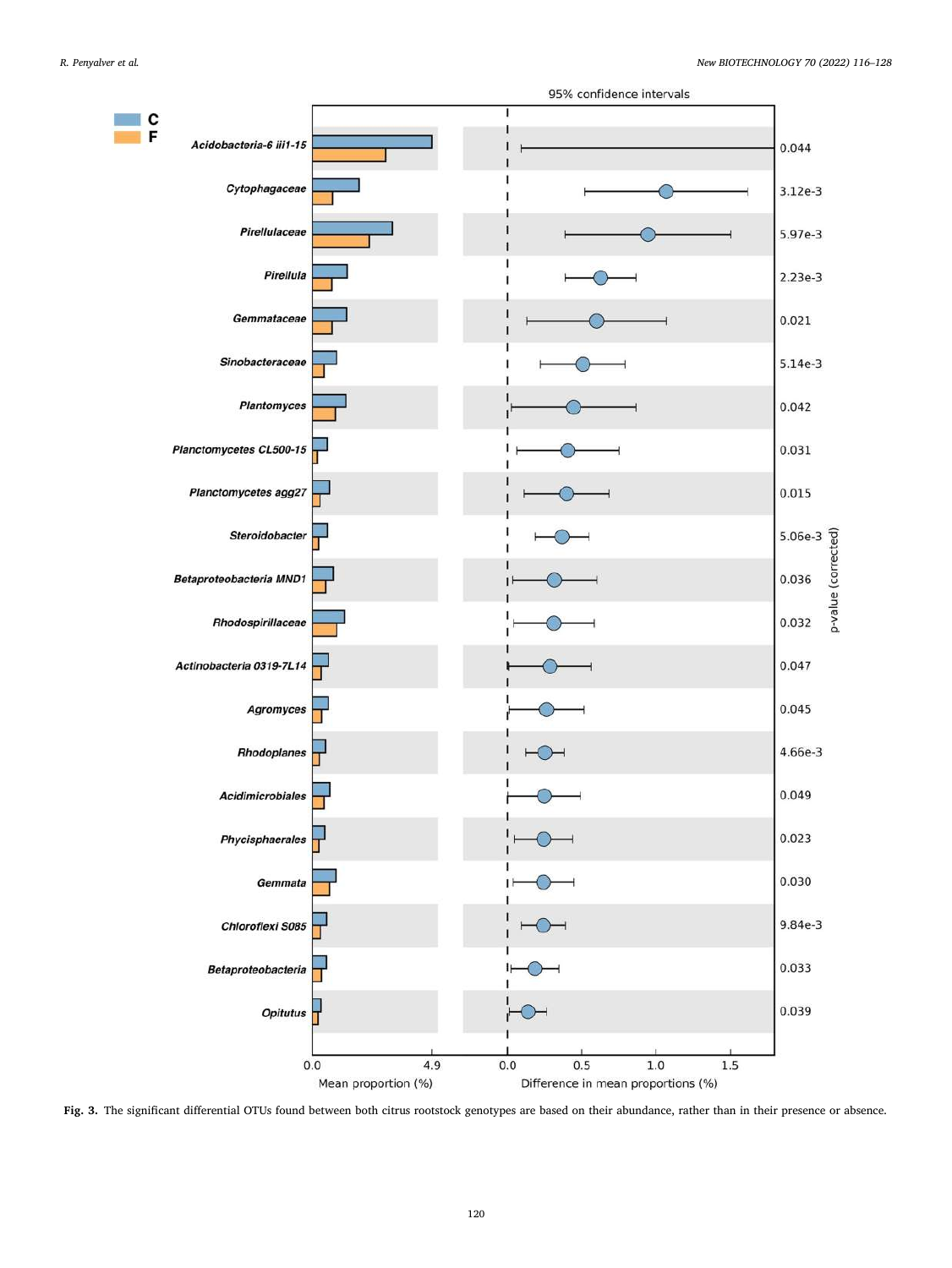Fig. 3. The significant differential OTUs found between both citrus rootstock genotypes are based on their abundance, rather than in their presence or absence.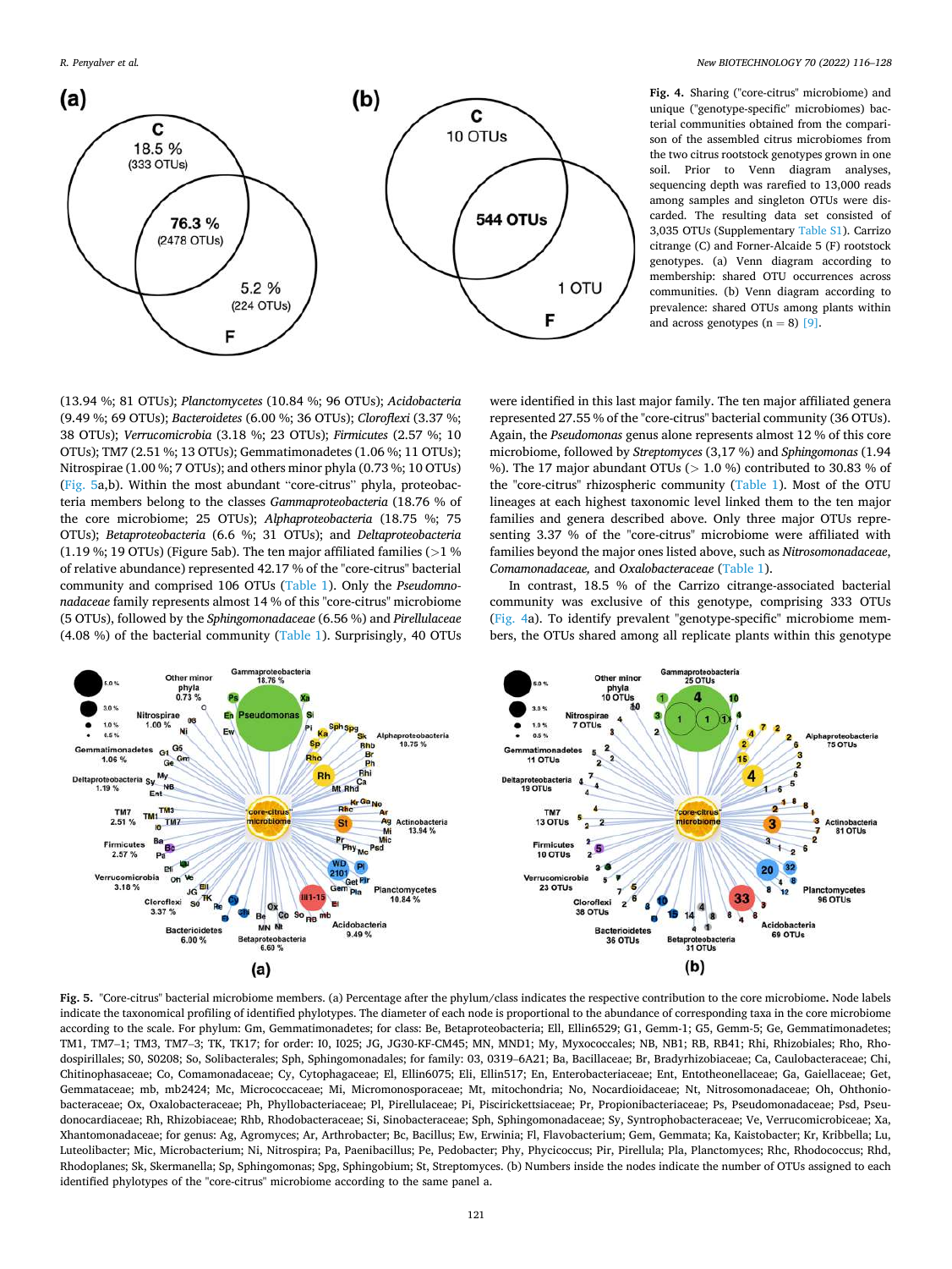Fig. 4. Sharing ("core-citrus" microbiome) and unique ("genotype-specific" microbiomes) bacterial communities obtained from the comparison of the assembled citrus microbiomes from the two citrus rootstock genotypes grown in one soil. Prior to Venn diagram analyses, sequencing depth was rarefied to 13,000 reads among samples and singleton OTUs were discarded. The resulting data set consisted of 3,035 OTUs (Supplementary Table S1). Carrizo citrange (C) and Forner-Alcaide 5 (F) rootstock genotypes. (a) Venn diagram according to membership: shared OTU occurrences across communities. (b) Venn diagram according to prevalence: shared OTUs among plants within and across genotypes (n = 8) [9].

(13.94 %; 81 OTUs); *Planctomycetes* (10.84 %; 96 OTUs); *Acidobacteria* (9.49 %; 69 OTUs); *Bacteroidetes* (6.00 %; 36 OTUs); *Cloroflexi* (3.37 %; 38 OTUs); *Verrucomicrobia* (3.18 %; 23 OTUs); *Firmicutes* (2.57 %; 10 OTUs); TM7 (2.51 %; 13 OTUs); Gemmatimonadetes (1.06 %; 11 OTUs); Nitrospirae (1.00 %; 7 OTUs); and others minor phyla (0.73 %; 10 OTUs) (Fig. 5a,b). Within the most abundant "core-citrus" phyla, proteobacteria members belong to the classes *Gammaproteobacteria* (18.76 % of the core microbiome; 25 OTUs); *Alphaproteobacteria* (18.75 %; 75 OTUs); *Betaproteobacteria* (6.6 %; 31 OTUs); and *Deltaproteobacteria* (1.19 %; 19 OTUs) (Figure 5ab). The ten major affiliated families (>1 % of relative abundance) represented 42.17 % of the "core-citrus" bacterial community and comprised 106 OTUs (Table 1). Only the *Pseudomnonadaceae* family represents almost 14 % of this "core-citrus" microbiome (5 OTUs), followed by the *Sphingomonadaceae* (6.56 %) and *Pirellulaceae* (4.08 %) of the bacterial community (Table 1). Surprisingly, 40 OTUs were identified in this last major family. The ten major affiliated genera represented 27.55 % of the "core-citrus" bacterial community (36 OTUs). Again, the *Pseudomonas* genus alone represents almost 12 % of this core microbiome, followed by *Streptomyces* (3,17 %) and *Sphingomonas* (1.94 %). The 17 major abundant OTUs (> 1.0 %) contributed to 30.83 % of the "core-citrus" rhizospheric community (Table 1). Most of the OTU lineages at each highest taxonomic level linked them to the ten major families and genera described above. Only three major OTUs representing 3.37 % of the "core-citrus" microbiome were affiliated with families beyond the major ones listed above, such as *Nitrosomonadaceae*, *Comamonadaceae,* and *Oxalobacteraceae* (Table 1).

In contrast, 18.5 % of the Carrizo citrange-associated bacterial community was exclusive of this genotype, comprising 333 OTUs (Fig. 4a). To identify prevalent "genotype-specific" microbiome members, the OTUs shared among all replicate plants within this genotype

Fig. 5. "Core-citrus" bacterial microbiome members. (a) Percentage after the phylum/class indicates the respective contribution to the core microbiome. Node labels indicate the taxonomical profiling of identified phylotypes. The diameter of each node is proportional to the abundance of corresponding taxa in the core microbiome according to the scale. For phylum: Gm, Gemmatimonadetes; for class: Be, Betaproteobacteria; Ell, Ellin6529; G1, Gemm-1; G5, Gemm-5; Ge, Gemmatimonadetes; TM1, TM7–1; TM3, TM7–3; TK, TK17; for order: I0, I025; JG, JG30-KF-CM45; MN, MND1; My, Myxococcales; NB, NB1; RB, RB41; Rhi, Rhizobiales; Rho, Rhodospirillales; S0, S0208; So, Solibacterales; Sph, Sphingomonadales; for family: 03, 0319–6A21; Ba, Bacillaceae; Br, Bradyrhizobiaceae; Ca, Caulobacteraceae; Chi, Chitinophasaceae; Co, Comamonadaceae; Cy, Cytophagaceae; El, Ellin6075; Eli, Ellin517; En, Enterobacteriaceae; Ent, Entotheonellaceae; Ga, Gaiellaceae; Get, Gemmataceae; mb, mb2424; Mc, Micrococcaceae; Mi, Micromonosporaceae; Mt, mitochondria; No, Nocardioidaceae; Nt, Nitrosomonadaceae; Oh, Ohthoniobacteraceae; Ox, Oxalobacteraceae; Ph, Phyllobacteriaceae; Pl, Pirellulaceae; Pi, Piscirickettsiaceae; Pr, Propionibacteriaceae; Ps, Pseudomonadaceae; Psd, Pseudonocardiaceae; Rh, Rhizobiaceae; Rhb, Rhodobacteraceae; Si, Sinobacteraceae; Sph, Sphingomonadaceae; Sy, Syntrophobacteraceae; Ve, Verrucomicrobiceae; Xa, Xhantomonadaceae; for genus: Ag, Agromyces; Ar, Arthrobacter; Bc, Bacillus; Ew, Erwinia; Fl, Flavobacterium; Gem, Gemmata; Ka, Kaistobacter; Kr, Kribbella; Lu, Luteolibacter; Mic, Microbacterium; Ni, Nitrospira; Pa, Paenibacillus; Pe, Pedobacter; Phy, Phycicoccus; Pir, Pirellula; Pla, Planctomyces; Rhc, Rhodococcus; Rhd, Rhodoplanes; Sk, Skermanella; Sp, Sphingomonas; Spg, Sphingobium; St, Streptomyces. (b) Numbers inside the nodes indicate the number of OTUs assigned to each identified phylotypes of the "core-citrus" microbiome according to the same panel a.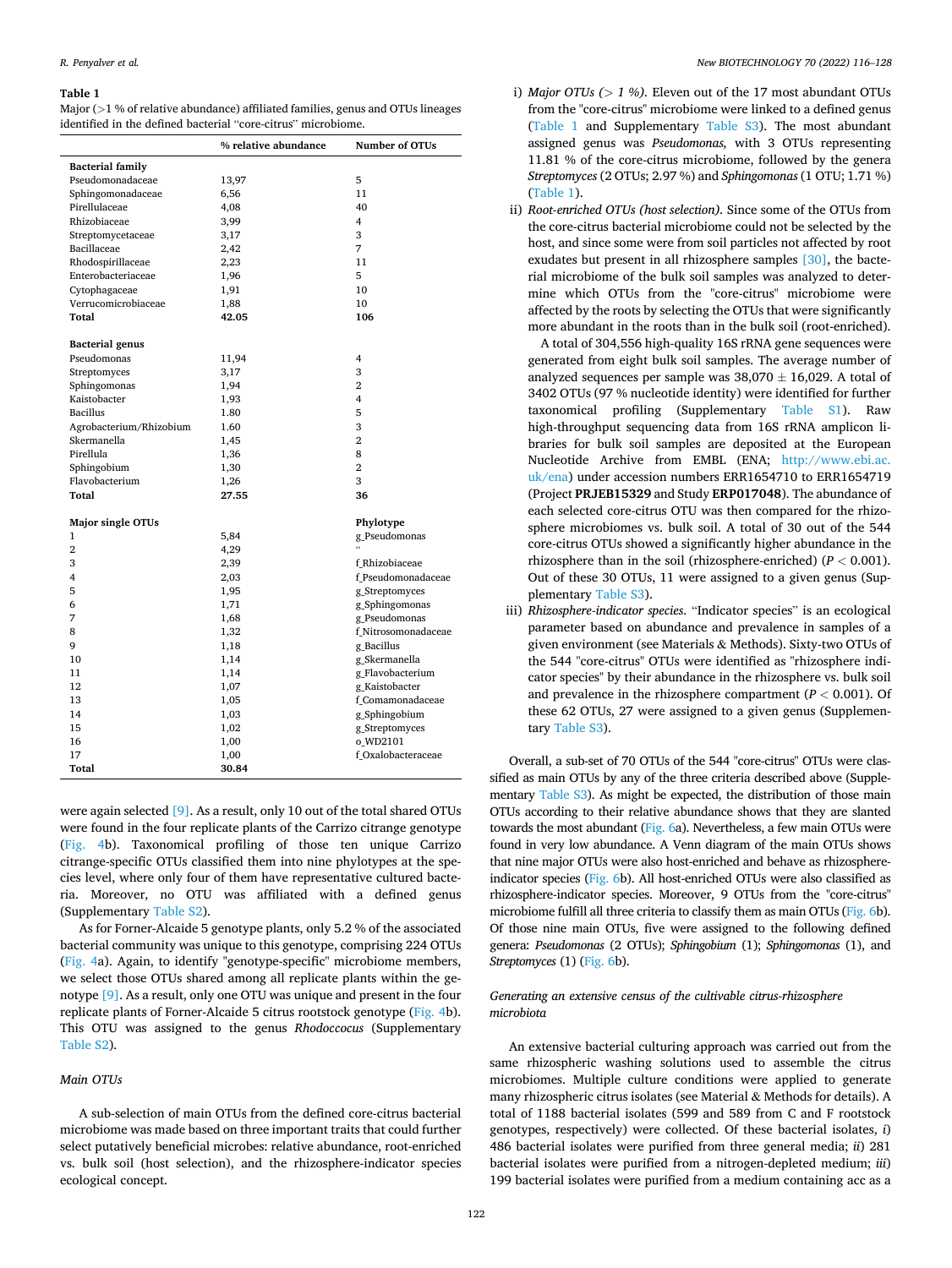**Table 1**
Major (>1 % of relative abundance) affiliated families, genus and OTUs lineages identified in the defined bacterial "core-citrus" microbiome.

| | % relative abundance | Number of OTUs |
|---|---|---|
| **Bacterial family** | | |
| Pseudomonadaceae | 13,97 | 5 |
| Sphingomonadaceae | 6,56 | 11 |
| Pirellulaceae | 4,08 | 40 |
| Rhizobiaceae | 3,99 | 4 |
| Streptomycetaceae | 3,17 | 3 |
| Bacillaceae | 2,42 | 7 |
| Rhodospirillaceae | 2,23 | 11 |
| Enterobacteriaceae | 1,96 | 5 |
| Cytophagaceae | 1,91 | 10 |
| Verrucomicrobiaceae | 1,88 | 10 |
| **Total** | **42.05** | **106** |
| **Bacterial genus** | | |
| Pseudomonas | 11,94 | 4 |
| Streptomyces | 3,17 | 3 |
| Sphingomonas | 1,94 | 2 |
| Kaistobacter | 1,93 | 4 |
| Bacillus | 1.80 | 5 |
| Agrobacterium/Rhizobium | 1.60 | 3 |
| Skermanella | 1,45 | 2 |
| Pirellula | 1,36 | 8 |
| Sphingobium | 1,30 | 2 |
| Flavobacterium | 1,26 | 3 |
| **Total** | **27.55** | **36** |
| **Major single OTUs** | | **Phylotype** |
| 1 | 5,84 | g_Pseudomonas |
| 2 | 4,29 | " |
| 3 | 2,39 | f_Rhizobiaceae |
| 4 | 2,03 | f_Pseudomonadaceae |
| 5 | 1,95 | g_Streptomyces |
| 6 | 1,71 | g_Sphingomonas |
| 7 | 1,68 | g_Pseudomonas |
| 8 | 1,32 | f_Nitrosomonadaceae |
| 9 | 1,18 | g_Bacillus |
| 10 | 1,14 | g_Skermanella |
| 11 | 1,14 | g_Flavobacterium |
| 12 | 1,07 | g_Kaistobacter |
| 13 | 1,05 | f_Comamonadaceae |
| 14 | 1,03 | g_Sphingobium |
| 15 | 1,02 | g_Streptomyces |
| 16 | 1,00 | o_WD2101 |
| 17 | 1,00 | f_Oxalobacteraceae |
| **Total** | **30.84** | |

were again selected [9]. As a result, only 10 out of the total shared OTUs were found in the four replicate plants of the Carrizo citrange genotype (Fig. 4b). Taxonomical profiling of those ten unique Carrizo citrange-specific OTUs classified them into nine phylotypes at the species level, where only four of them have representative cultured bacteria. Moreover, no OTU was affiliated with a defined genus (Supplementary Table S2).

As for Forner-Alcaide 5 genotype plants, only 5.2 % of the associated bacterial community was unique to this genotype, comprising 224 OTUs (Fig. 4a). Again, to identify "genotype-specific" microbiome members, we select those OTUs shared among all replicate plants within the genotype [9]. As a result, only one OTU was unique and present in the four replicate plants of Forner-Alcaide 5 citrus rootstock genotype (Fig. 4b). This OTU was assigned to the genus *Rhodococcus* (Supplementary Table S2).

### *Main OTUs*

A sub-selection of main OTUs from the defined core-citrus bacterial microbiome was made based on three important traits that could further select putatively beneficial microbes: relative abundance, root-enriched vs. bulk soil (host selection), and the rhizosphere-indicator species ecological concept.

i) *Major OTUs (> 1 %)*. Eleven out of the 17 most abundant OTUs from the "core-citrus" microbiome were linked to a defined genus (Table 1 and Supplementary Table S3). The most abundant assigned genus was *Pseudomonas,* with 3 OTUs representing 11.81 % of the core-citrus microbiome, followed by the genera *Streptomyces* (2 OTUs; 2.97 %) and *Sphingomonas* (1 OTU; 1.71 %) (Table 1).
ii) *Root-enriched OTUs (host selection)*. Since some of the OTUs from the core-citrus bacterial microbiome could not be selected by the host, and since some were from soil particles not affected by root exudates but present in all rhizosphere samples [30], the bacterial microbiome of the bulk soil samples was analyzed to determine which OTUs from the "core-citrus" microbiome were affected by the roots by selecting the OTUs that were significantly more abundant in the roots than in the bulk soil (root-enriched).

   A total of 304,556 high-quality 16S rRNA gene sequences were generated from eight bulk soil samples. The average number of analyzed sequences per sample was 38,070 ± 16,029. A total of 3402 OTUs (97 % nucleotide identity) were identified for further taxonomical profiling (Supplementary Table S1). Raw high-throughput sequencing data from 16S rRNA amplicon libraries for bulk soil samples are deposited at the European Nucleotide Archive from EMBL (ENA; http://www.ebi.ac.uk/ena) under accession numbers ERR1654710 to ERR1654719 (Project **PRJEB15329** and Study **ERP017048**). The abundance of each selected core-citrus OTU was then compared for the rhizosphere microbiomes vs. bulk soil. A total of 30 out of the 544 core-citrus OTUs showed a significantly higher abundance in the rhizosphere than in the soil (rhizosphere-enriched) ($P < 0.001$). Out of these 30 OTUs, 11 were assigned to a given genus (Supplementary Table S3).
iii) *Rhizosphere-indicator species*. "Indicator species" is an ecological parameter based on abundance and prevalence in samples of a given environment (see Materials & Methods). Sixty-two OTUs of the 544 "core-citrus" OTUs were identified as "rhizosphere indicator species" by their abundance in the rhizosphere vs. bulk soil and prevalence in the rhizosphere compartment ($P < 0.001$). Of these 62 OTUs, 27 were assigned to a given genus (Supplementary Table S3).

Overall, a sub-set of 70 OTUs of the 544 "core-citrus" OTUs were classified as main OTUs by any of the three criteria described above (Supplementary Table S3). As might be expected, the distribution of those main OTUs according to their relative abundance shows that they are slanted towards the most abundant (Fig. 6a). Nevertheless, a few main OTUs were found in very low abundance. A Venn diagram of the main OTUs shows that nine major OTUs were also host-enriched and behave as rhizosphere-indicator species (Fig. 6b). All host-enriched OTUs were also classified as rhizosphere-indicator species. Moreover, 9 OTUs from the "core-citrus" microbiome fulfill all three criteria to classify them as main OTUs (Fig. 6b). Of those nine main OTUs, five were assigned to the following defined genera: *Pseudomonas* (2 OTUs); *Sphingobium* (1); *Sphingomonas* (1), and *Streptomyces* (1) (Fig. 6b).

### *Generating an extensive census of the cultivable citrus-rhizosphere microbiota*

An extensive bacterial culturing approach was carried out from the same rhizospheric washing solutions used to assemble the citrus microbiomes. Multiple culture conditions were applied to generate many rhizospheric citrus isolates (see Material & Methods for details). A total of 1188 bacterial isolates (599 and 589 from C and F rootstock genotypes, respectively) were collected. Of these bacterial isolates, *i)* 486 bacterial isolates were purified from three general media; *ii)* 281 bacterial isolates were purified from a nitrogen-depleted medium; *iii)* 199 bacterial isolates were purified from a medium containing acc as a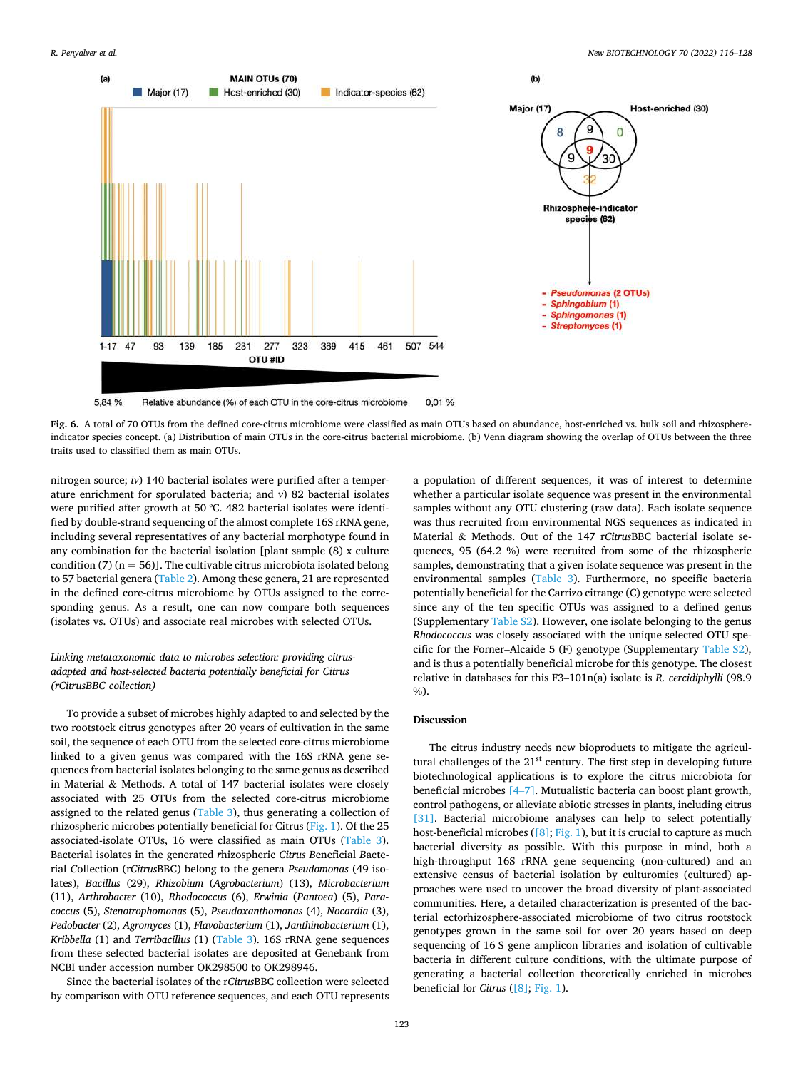**Fig. 6.** A total of 70 OTUs from the defined core-citrus microbiome were classified as main OTUs based on abundance, host-enriched vs. bulk soil and rhizosphere-indicator species concept. (a) Distribution of main OTUs in the core-citrus bacterial microbiome. (b) Venn diagram showing the overlap of OTUs between the three traits used to classified them as main OTUs.

nitrogen source; *iv*) 140 bacterial isolates were purified after a temperature enrichment for sporulated bacteria; and *v*) 82 bacterial isolates were purified after growth at 50 ºC. 482 bacterial isolates were identified by double-strand sequencing of the almost complete 16S rRNA gene, including several representatives of any bacterial morphotype found in any combination for the bacterial isolation [plant sample (8) x culture condition (7) (n = 56)]. The cultivable citrus microbiota isolated belong to 57 bacterial genera (Table 2). Among these genera, 21 are represented in the defined core-citrus microbiome by OTUs assigned to the corresponding genus. As a result, one can now compare both sequences (isolates vs. OTUs) and associate real microbes with selected OTUs.

### *Linking metataxonomic data to microbes selection: providing citrus-adapted and host-selected bacteria potentially beneficial for Citrus (rCitrusBBC collection)*

To provide a subset of microbes highly adapted to and selected by the two rootstock citrus genotypes after 20 years of cultivation in the same soil, the sequence of each OTU from the selected core-citrus microbiome linked to a given genus was compared with the 16S rRNA gene sequences from bacterial isolates belonging to the same genus as described in Material & Methods. A total of 147 bacterial isolates were closely associated with 25 OTUs from the selected core-citrus microbiome assigned to the related genus (Table 3), thus generating a collection of rhizospheric microbes potentially beneficial for Citrus (Fig. 1). Of the 25 associated-isolate OTUs, 16 were classified as main OTUs (Table 3). Bacterial isolates in the generated rhizospheric *Citrus* Beneficial Bacterial Collection (r*Citrus*BBC) belong to the genera *Pseudomonas* (49 isolates), *Bacillus* (29), *Rhizobium* (*Agrobacterium*) (13), *Microbacterium* (11), *Arthrobacter* (10), *Rhodococcus* (6), *Erwinia* (*Pantoea*) (5), *Paracoccus* (5), *Stenotrophomonas* (5), *Pseudoxanthomonas* (4), *Nocardia* (3), *Pedobacter* (2), *Agromyces* (1), *Flavobacterium* (1), *Janthinobacterium* (1), *Kribbella* (1) and *Terribacillus* (1) (Table 3). 16S rRNA gene sequences from these selected bacterial isolates are deposited at Genebank from NCBI under accession number OK298500 to OK298946.

Since the bacterial isolates of the r*Citrus*BBC collection were selected by comparison with OTU reference sequences, and each OTU represents a population of different sequences, it was of interest to determine whether a particular isolate sequence was present in the environmental samples without any OTU clustering (raw data). Each isolate sequence was thus recruited from environmental NGS sequences as indicated in Material & Methods. Out of the 147 r*Citrus*BBC bacterial isolate sequences, 95 (64.2 %) were recruited from some of the rhizospheric samples, demonstrating that a given isolate sequence was present in the environmental samples (Table 3). Furthermore, no specific bacteria potentially beneficial for the Carrizo citrange (C) genotype were selected since any of the ten specific OTUs was assigned to a defined genus (Supplementary Table S2). However, one isolate belonging to the genus *Rhodococcus* was closely associated with the unique selected OTU specific for the Forner–Alcaide 5 (F) genotype (Supplementary Table S2), and is thus a potentially beneficial microbe for this genotype. The closest relative in databases for this F3–101n(a) isolate is *R. cercidiphylli* (98.9 %).

## Discussion

The citrus industry needs new bioproducts to mitigate the agricultural challenges of the 21st century. The first step in developing future biotechnological applications is to explore the citrus microbiota for beneficial microbes [4–7]. Mutualistic bacteria can boost plant growth, control pathogens, or alleviate abiotic stresses in plants, including citrus [31]. Bacterial microbiome analyses can help to select potentially host-beneficial microbes ([8]; Fig. 1), but it is crucial to capture as much bacterial diversity as possible. With this purpose in mind, both a high-throughput 16S rRNA gene sequencing (non-cultured) and an extensive census of bacterial isolation by culturomics (cultured) approaches were used to uncover the broad diversity of plant-associated communities. Here, a detailed characterization is presented of the bacterial ectorhizosphere-associated microbiome of two citrus rootstock genotypes grown in the same soil for over 20 years based on deep sequencing of 16 S gene amplicon libraries and isolation of cultivable bacteria in different culture conditions, with the ultimate purpose of generating a bacterial collection theoretically enriched in microbes beneficial for *Citrus* ([8]; Fig. 1).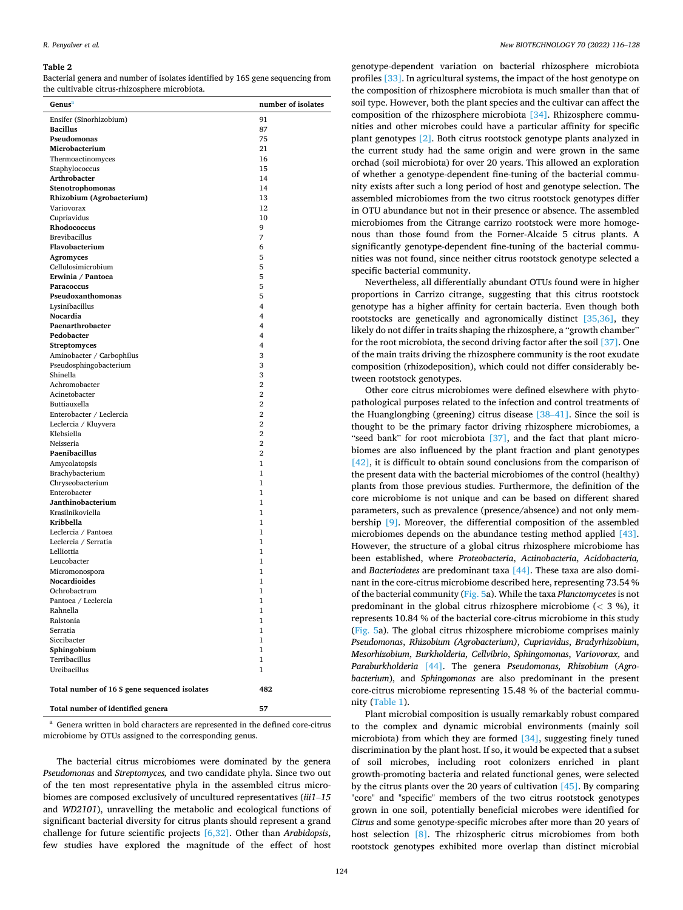**Table 2**
Bacterial genera and number of isolates identified by 16S gene sequencing from the cultivable citrus-rhizosphere microbiota.

| Genus[a] | number of isolates |
|---|---|
| Ensifer (Sinorhizobium) | 91 |
| **Bacillus** | 87 |
| **Pseudomonas** | 75 |
| **Microbacterium** | 21 |
| Thermoactinomyces | 16 |
| Staphylococcus | 15 |
| **Arthrobacter** | 14 |
| **Stenotrophomonas** | 14 |
| **Rhizobium (Agrobacterium)** | 13 |
| Variovorax | 12 |
| Cupriavidus | 10 |
| **Rhodococcus** | 9 |
| Brevibacillus | 7 |
| **Flavobacterium** | 6 |
| **Agromyces** | 5 |
| Cellulosimicrobium | 5 |
| **Erwinia / Pantoea** | 5 |
| **Paracoccus** | 5 |
| **Pseudoxanthomonas** | 5 |
| Lysinibacillus | 4 |
| **Nocardia** | 4 |
| **Paenarthrobacter** | 4 |
| **Pedobacter** | 4 |
| **Streptomyces** | 4 |
| Aminobacter / Carbophilus | 3 |
| Pseudosphingobacterium | 3 |
| Shinella | 3 |
| Achromobacter | 2 |
| Acinetobacter | 2 |
| Buttiauxella | 2 |
| Enterobacter / Leclercia | 2 |
| Leclercia / Kluyvera | 2 |
| Klebsiella | 2 |
| Neisseria | 2 |
| **Paenibacillus** | 2 |
| Amycolatopsis | 1 |
| Brachybacterium | 1 |
| Chryseobacterium | 1 |
| Enterobacter | 1 |
| **Janthinobacterium** | 1 |
| Krasilnikoviella | 1 |
| **Kribbella** | 1 |
| Leclercia / Pantoea | 1 |
| Leclercia / Serratia | 1 |
| Lelliottia | 1 |
| Leucobacter | 1 |
| Micromonospora | 1 |
| **Nocardioides** | 1 |
| Ochrobactrum | 1 |
| Pantoea / Leclercia | 1 |
| Rahnella | 1 |
| Ralstonia | 1 |
| Serratia | 1 |
| Siccibacter | 1 |
| **Sphingobium** | 1 |
| Terribacillus | 1 |
| Ureibacillus | 1 |
| **Total number of 16 S gene sequenced isolates** | **482** |
| **Total number of identified genera** | **57** |

[a] Genera written in bold characters are represented in the defined core-citrus microbiome by OTUs assigned to the corresponding genus.

The bacterial citrus microbiomes were dominated by the genera *Pseudomonas* and *Streptomyces,* and two candidate phyla. Since two out of the ten most representative phyla in the assembled citrus microbiomes are composed exclusively of uncultured representatives (*iii1–15* and *WD2101*), unravelling the metabolic and ecological functions of significant bacterial diversity for citrus plants should represent a grand challenge for future scientific projects [6,32]. Other than *Arabidopsis*, few studies have explored the magnitude of the effect of host genotype-dependent variation on bacterial rhizosphere microbiota profiles [33]. In agricultural systems, the impact of the host genotype on the composition of rhizosphere microbiota is much smaller than that of soil type. However, both the plant species and the cultivar can affect the composition of the rhizosphere microbiota [34]. Rhizosphere communities and other microbes could have a particular affinity for specific plant genotypes [2]. Both citrus rootstock genotype plants analyzed in the current study had the same origin and were grown in the same orchad (soil microbiota) for over 20 years. This allowed an exploration of whether a genotype-dependent fine-tuning of the bacterial community exists after such a long period of host and genotype selection. The assembled microbiomes from the two citrus rootstock genotypes differ in OTU abundance but not in their presence or absence. The assembled microbiomes from the Citrange carrizo rootstock were more homogenous than those found from the Forner-Alcaide 5 citrus plants. A significantly genotype-dependent fine-tuning of the bacterial communities was not found, since neither citrus rootstock genotype selected a specific bacterial community.

Nevertheless, all differentially abundant OTUs found were in higher proportions in Carrizo citrange, suggesting that this citrus rootstock genotype has a higher affinity for certain bacteria. Even though both rootstocks are genetically and agronomically distinct [35,36], they likely do not differ in traits shaping the rhizosphere, a "growth chamber" for the root microbiota, the second driving factor after the soil [37]. One of the main traits driving the rhizosphere community is the root exudate composition (rhizodeposition), which could not differ considerably between rootstock genotypes.

Other core citrus microbiomes were defined elsewhere with phytopathological purposes related to the infection and control treatments of the Huanglongbing (greening) citrus disease [38–41]. Since the soil is thought to be the primary factor driving rhizosphere microbiomes, a "seed bank" for root microbiota [37], and the fact that plant microbiomes are also influenced by the plant fraction and plant genotypes [42], it is difficult to obtain sound conclusions from the comparison of the present data with the bacterial microbiomes of the control (healthy) plants from those previous studies. Furthermore, the definition of the core microbiome is not unique and can be based on different shared parameters, such as prevalence (presence/absence) and not only membership [9]. Moreover, the differential composition of the assembled microbiomes depends on the abundance testing method applied [43]. However, the structure of a global citrus rhizosphere microbiome has been established, where *Proteobacteria, Actinobacteria*, *Acidobacteria,* and *Bacteriodetes* are predominant taxa [44]. These taxa are also dominant in the core-citrus microbiome described here, representing 73.54 % of the bacterial community (Fig. 5a). While the taxa *Planctomycetes* is not predominant in the global citrus rhizosphere microbiome (< 3 %), it represents 10.84 % of the bacterial core-citrus microbiome in this study (Fig. 5a). The global citrus rhizosphere microbiome comprises mainly *Pseudomonas*, *Rhizobium (Agrobacterium)*, *Cupriavidus*, *Bradyrhizobium*, *Mesorhizobium*, *Burkholderia*, *Cellvibrio*, *Sphingomonas*, *Variovorax,* and *Paraburkholderia* [44]. The genera *Pseudomonas, Rhizobium* (*Agrobacterium*), and *Sphingomonas* are also predominant in the present core-citrus microbiome representing 15.48 % of the bacterial community (Table 1).

Plant microbial composition is usually remarkably robust compared to the complex and dynamic microbial environments (mainly soil microbiota) from which they are formed [34], suggesting finely tuned discrimination by the plant host. If so, it would be expected that a subset of soil microbes, including root colonizers enriched in plant growth-promoting bacteria and related functional genes, were selected by the citrus plants over the 20 years of cultivation [45]. By comparing "core" and "specific" members of the two citrus rootstock genotypes grown in one soil, potentially beneficial microbes were identified for *Citrus* and some genotype-specific microbes after more than 20 years of host selection [8]. The rhizospheric citrus microbiomes from both rootstock genotypes exhibited more overlap than distinct microbial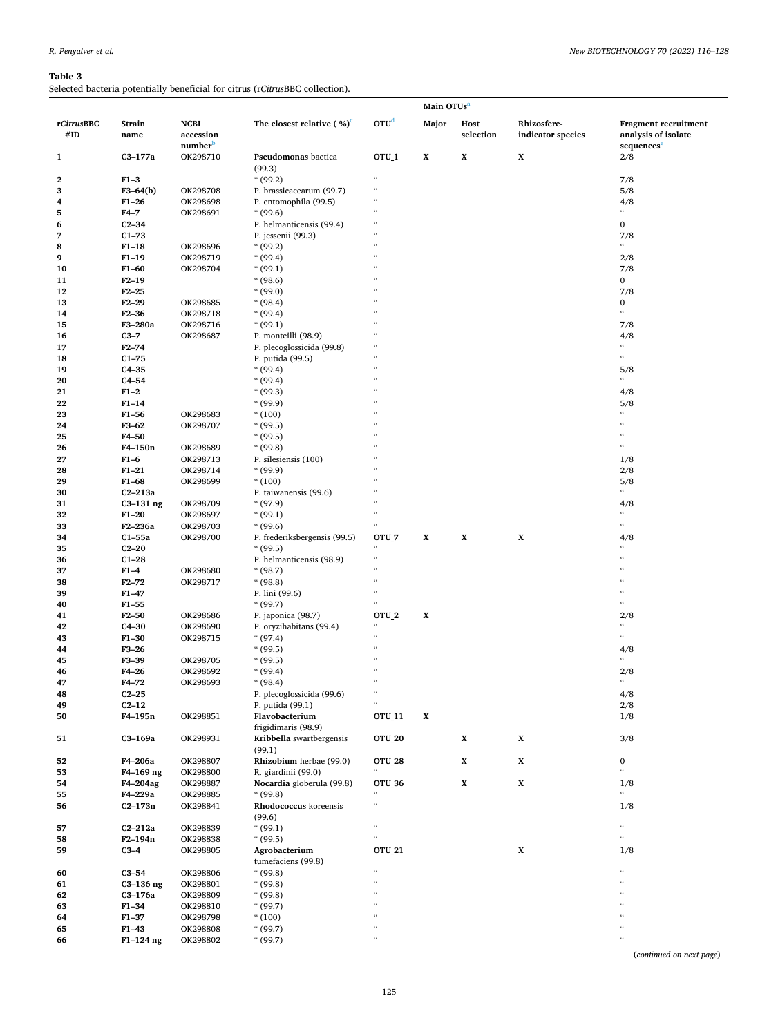**Table 3**
Selected bacteria potentially beneficial for citrus (r*Citrus*BBC collection).

| r*Citrus*BBC #ID | Strain name | NCBI accession number[b] | The closest relative ( %)[c] | Main OTUs[a] | | | | Fragment recruitment analysis of isolate sequences[e] |
|---|---|---|---|---|---|---|---|---|
| | | | | OTU[d] | Major | Host selection | Rhizosfere-indicator species | |
| 1 | C3–177a | OK298710 | **Pseudomonas** baetica (99.3) | OTU_1 | X | X | X | 2/8 |
| 2 | F1–3 | | " (99.2) | " | | | | 7/8 |
| 3 | F3–64(b) | OK298708 | P. brassicacearum (99.7) | " | | | | 5/8 |
| 4 | F1–26 | OK298698 | P. entomophila (99.5) | " | | | | 4/8 |
| 5 | F4–7 | OK298691 | " (99.6) | " | | | | " |
| 6 | C2–34 | | P. helmanticensis (99.4) | " | | | | 0 |
| 7 | C1–73 | | P. jessenii (99.3) | " | | | | 7/8 |
| 8 | F1–18 | OK298696 | " (99.2) | " | | | | " |
| 9 | F1–19 | OK298719 | " (99.4) | " | | | | 2/8 |
| 10 | F1–60 | OK298704 | " (99.1) | " | | | | 7/8 |
| 11 | F2–19 | | " (98.6) | " | | | | 0 |
| 12 | F2–25 | | " (99.0) | " | | | | 7/8 |
| 13 | F2–29 | OK298685 | " (98.4) | " | | | | 0 |
| 14 | F2–36 | OK298718 | " (99.4) | " | | | | " |
| 15 | F3–280a | OK298716 | " (99.1) | " | | | | 7/8 |
| 16 | C3–7 | OK298687 | P. monteilli (98.9) | " | | | | 4/8 |
| 17 | F2–74 | | P. plecoglossicida (99.8) | " | | | | " |
| 18 | C1–75 | | P. putida (99.5) | " | | | | " |
| 19 | C4–35 | | " (99.4) | " | | | | 5/8 |
| 20 | C4–54 | | " (99.4) | " | | | | " |
| 21 | F1–2 | | " (99.3) | " | | | | 4/8 |
| 22 | F1–14 | | " (99.9) | " | | | | 5/8 |
| 23 | F1–56 | OK298683 | " (100) | " | | | | " |
| 24 | F3–62 | OK298707 | " (99.5) | " | | | | " |
| 25 | F4–50 | | " (99.5) | " | | | | " |
| 26 | F4–150n | OK298689 | " (99.8) | " | | | | " |
| 27 | F1–6 | OK298713 | P. silesiensis (100) | " | | | | 1/8 |
| 28 | F1–21 | OK298714 | " (99.9) | " | | | | 2/8 |
| 29 | F1–68 | OK298699 | " (100) | " | | | | 5/8 |
| 30 | C2–213a | | P. taiwanensis (99.6) | " | | | | " |
| 31 | C3–131 ng | OK298709 | " (97.9) | " | | | | 4/8 |
| 32 | F1–20 | OK298697 | " (99.1) | " | | | | " |
| 33 | F2–236a | OK298703 | " (99.6) | " | | | | " |
| 34 | C1–55a | OK298700 | P. frederiksbergensis (99.5) | OTU_7 | X | X | X | 4/8 |
| 35 | C2–20 | | " (99.5) | " | | | | " |
| 36 | C1–28 | | P. helmanticensis (98.9) | " | | | | " |
| 37 | F1–4 | OK298680 | " (98.7) | " | | | | " |
| 38 | F2–72 | OK298717 | " (98.8) | " | | | | " |
| 39 | F1–47 | | P. lini (99.6) | " | | | | " |
| 40 | F1–55 | | " (99.7) | " | | | | " |
| 41 | F2–50 | OK298686 | P. japonica (98.7) | OTU_2 | X | | | 2/8 |
| 42 | C4–30 | OK298690 | P. oryzihabitans (99.4) | " | | | | " |
| 43 | F1–30 | OK298715 | " (97.4) | " | | | | " |
| 44 | F3–26 | | " (99.5) | " | | | | 4/8 |
| 45 | F3–39 | OK298705 | " (99.5) | " | | | | " |
| 46 | F4–26 | OK298692 | " (99.4) | " | | | | 2/8 |
| 47 | F4–72 | OK298693 | " (98.4) | " | | | | " |
| 48 | C2–25 | | P. plecoglossicida (99.6) | " | | | | 4/8 |
| 49 | C2–12 | | P. putida (99.1) | " | | | | 2/8 |
| 50 | F4–195n | OK298851 | **Flavobacterium** frigidimaris (98.9) | OTU_11 | X | | | 1/8 |
| 51 | C3–169a | OK298931 | **Kribbella** swartbergensis (99.1) | OTU_20 | | X | X | 3/8 |
| 52 | F4–206a | OK298807 | **Rhizobium** herbae (99.0) | OTU_28 | | X | X | 0 |
| 53 | F4–169 ng | OK298800 | R. giardinii (99.0) | " | | | | " |
| 54 | F4–204ag | OK298887 | **Nocardia** globerula (99.8) | OTU_36 | | X | X | 1/8 |
| 55 | F4–229a | OK298885 | " (99.8) | " | | | | " |
| 56 | C2–173n | OK298841 | **Rhodococcus** koreensis (99.6) | " | | | | 1/8 |
| 57 | C2–212a | OK298839 | " (99.1) | " | | | | " |
| 58 | F2–194n | OK298838 | " (99.5) | " | | | | " |
| 59 | C3–4 | OK298805 | **Agrobacterium** tumefaciens (99.8) | OTU_21 | | | X | 1/8 |
| 60 | C3–54 | OK298806 | " (99.8) | " | | | | " |
| 61 | C3–136 ng | OK298801 | " (99.8) | " | | | | " |
| 62 | C3–176a | OK298809 | " (99.8) | " | | | | " |
| 63 | F1–34 | OK298810 | " (99.7) | " | | | | " |
| 64 | F1–37 | OK298798 | " (100) | " | | | | " |
| 65 | F1–43 | OK298808 | " (99.7) | " | | | | " |
| 66 | F1–124 ng | OK298802 | " (99.7) | " | | | | " |

(*continued on next page*)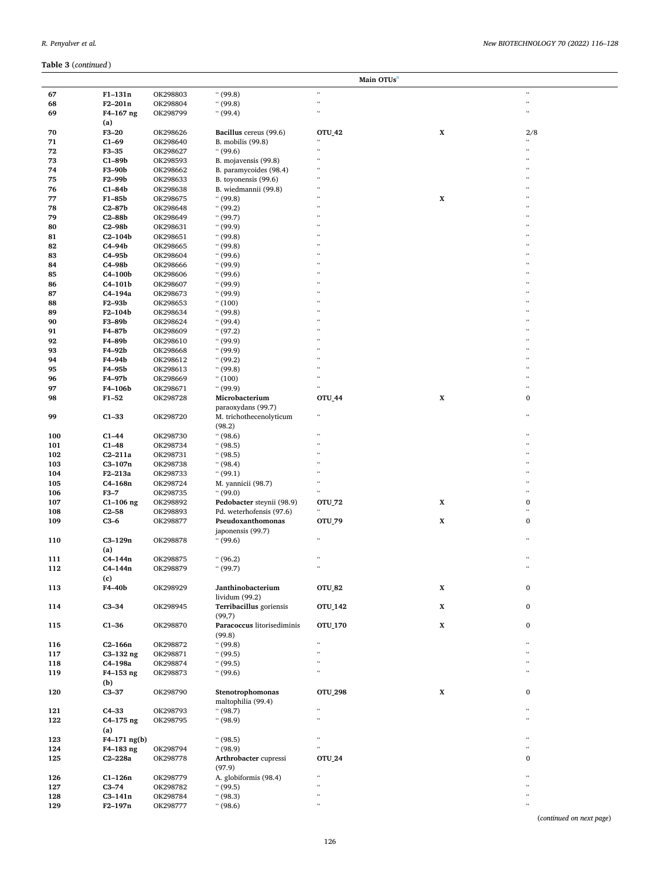**Table 3** (*continued*)

| | | | | Main OTUs[a] | | |
|---|---|---|---|---|---|---|
| 67 | **F1–131n** | OK298803 | " (99.8) | " | | " |
| 68 | **F2–201n** | OK298804 | " (99.8) | " | | " |
| 69 | **F4–167 ng (a)** | OK298799 | " (99.4) | " | | " |
| 70 | **F3–20** | OK298626 | **Bacillus** cereus (99.6) | **OTU_42** | **X** | 2/8 |
| 71 | **C1–69** | OK298640 | B. mobilis (99.8) | " | | " |
| 72 | **F3–35** | OK298627 | " (99.6) | " | | " |
| 73 | **C1–89b** | OK298593 | B. mojavensis (99.8) | " | | " |
| 74 | **F3–90b** | OK298662 | B. paramycoides (98.4) | " | | " |
| 75 | **F2–99b** | OK298633 | B. toyonensis (99.6) | " | | " |
| 76 | **C1–84b** | OK298638 | B. wiedmannii (99.8) | " | | " |
| 77 | **F1–85b** | OK298675 | " (99.8) | " | **X** | " |
| 78 | **C2–87b** | OK298648 | " (99.2) | " | | " |
| 79 | **C2–88b** | OK298649 | " (99.7) | " | | " |
| 80 | **C2–98b** | OK298631 | " (99.9) | " | | " |
| 81 | **C2–104b** | OK298651 | " (99.8) | " | | " |
| 82 | **C4–94b** | OK298665 | " (99.8) | " | | " |
| 83 | **C4–95b** | OK298604 | " (99.6) | " | | " |
| 84 | **C4–98b** | OK298666 | " (99.9) | " | | " |
| 85 | **C4–100b** | OK298606 | " (99.6) | " | | " |
| 86 | **C4–101b** | OK298607 | " (99.9) | " | | " |
| 87 | **C4–194a** | OK298673 | " (99.9) | " | | " |
| 88 | **F2–93b** | OK298653 | " (100) | " | | " |
| 89 | **F2–104b** | OK298634 | " (99.8) | " | | " |
| 90 | **F3–89b** | OK298624 | " (99.4) | " | | " |
| 91 | **F4–87b** | OK298609 | " (97.2) | " | | " |
| 92 | **F4–89b** | OK298610 | " (99.9) | " | | " |
| 93 | **F4–92b** | OK298668 | " (99.9) | " | | " |
| 94 | **F4–94b** | OK298612 | " (99.2) | " | | " |
| 95 | **F4–95b** | OK298613 | " (99.8) | " | | " |
| 96 | **F4–97b** | OK298669 | " (100) | " | | " |
| 97 | **F4–106b** | OK298671 | " (99.9) | " | | " |
| 98 | **F1–52** | OK298728 | **Microbacterium** paraoxydans (99.7) | **OTU_44** | **X** | 0 |
| 99 | **C1–33** | OK298720 | M. trichothecenolyticum (98.2) | " | | " |
| 100 | **C1–44** | OK298730 | " (98.6) | " | | " |
| 101 | **C1–48** | OK298734 | " (98.5) | " | | " |
| 102 | **C2–211a** | OK298731 | " (98.5) | " | | " |
| 103 | **C3–107n** | OK298738 | " (98.4) | " | | " |
| 104 | **F2–213a** | OK298733 | " (99.1) | " | | " |
| 105 | **C4–168n** | OK298724 | M. yannicii (98.7) | " | | " |
| 106 | **F3–7** | OK298735 | " (99.0) | " | | " |
| 107 | **C1–106 ng** | OK298892 | **Pedobacter** steynii (98.9) | **OTU_72** | **X** | 0 |
| 108 | **C2–58** | OK298893 | Pd. weterhofensis (97.6) | " | | " |
| 109 | **C3–6** | OK298877 | **Pseudoxanthomonas** japonensis (99.7) | **OTU_79** | **X** | 0 |
| 110 | **C3–129n (a)** | OK298878 | " (99.6) | " | | " |
| 111 | **C4–144n** | OK298875 | " (96.2) | " | | " |
| 112 | **C4–144n (c)** | OK298879 | " (99.7) | " | | " |
| 113 | **F4–40b** | OK298929 | **Janthinobacterium** lividum (99.2) | **OTU_82** | **X** | 0 |
| 114 | **C3–34** | OK298945 | **Terribacillus** goriensis (99,7) | **OTU_142** | **X** | 0 |
| 115 | **C1–36** | OK298870 | **Paracoccus** litorisediminis (99.8) | **OTU_170** | **X** | 0 |
| 116 | **C2–166n** | OK298872 | " (99.8) | " | | " |
| 117 | **C3–132 ng** | OK298871 | " (99.5) | " | | " |
| 118 | **C4–198a** | OK298874 | " (99.5) | " | | " |
| 119 | **F4–153 ng (b)** | OK298873 | " (99.6) | " | | " |
| 120 | **C3–37** | OK298790 | **Stenotrophomonas** maltophilia (99.4) | **OTU_298** | **X** | 0 |
| 121 | **C4–33** | OK298793 | " (98.7) | " | | " |
| 122 | **C4–175 ng (a)** | OK298795 | " (98.9) | " | | " |
| 123 | **F4–171 ng(b)** | | " (98.5) | " | | " |
| 124 | **F4–183 ng** | OK298794 | " (98.9) | " | | " |
| 125 | **C2–228a** | OK298778 | **Arthrobacter** cupressi (97.9) | **OTU_24** | | 0 |
| 126 | **C1–126n** | OK298779 | A. globiformis (98.4) | " | | " |
| 127 | **C3–74** | OK298782 | " (99.5) | " | | " |
| 128 | **C3–141n** | OK298784 | " (98.3) | " | | " |
| 129 | **F2–197n** | OK298777 | " (98.6) | " | | " |

(*continued on next page*)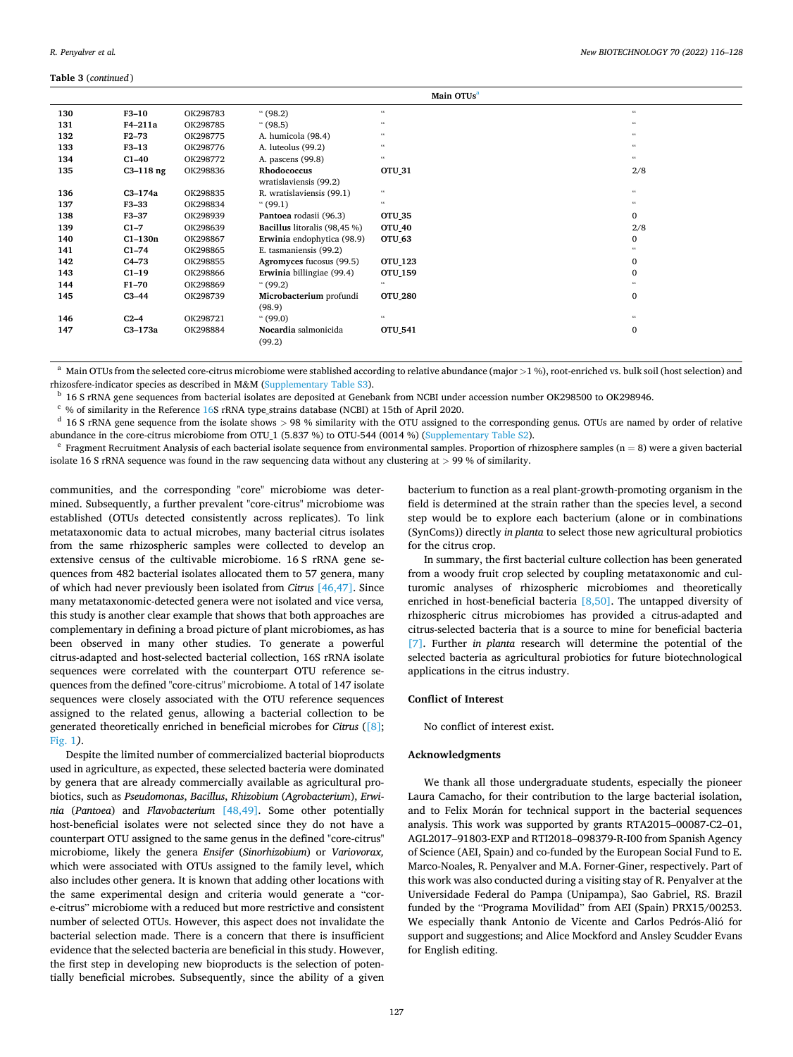**Table 3** (*continued*)

| | | | | Main OTUs[a] | |
|---|---|---|---|---|---|
| 130 | **F3–10** | OK298783 | " (98.2) | " | " |
| 131 | **F4–211a** | OK298785 | " (98.5) | " | " |
| 132 | **F2–73** | OK298775 | A. humicola (98.4) | " | " |
| 133 | **F3–13** | OK298776 | A. luteolus (99.2) | " | " |
| 134 | **C1–40** | OK298772 | A. pascens (99.8) | " | " |
| 135 | **C3–118 ng** | OK298836 | **Rhodococcus** wratislaviensis (99.2) | **OTU_31** | 2/8 |
| 136 | **C3–174a** | OK298835 | R. wratislaviensis (99.1) | " | " |
| 137 | **F3–33** | OK298834 | " (99.1) | " | " |
| 138 | **F3–37** | OK298939 | **Pantoea** rodasii (96.3) | **OTU_35** | 0 |
| 139 | **C1–7** | OK298639 | **Bacillus** litoralis (98,45 %) | **OTU_40** | 2/8 |
| 140 | **C1–130n** | OK298867 | **Erwinia** endophytica (98.9) | **OTU_63** | 0 |
| 141 | **C1–74** | OK298865 | E. tasmaniensis (99.2) | | " |
| 142 | **C4–73** | OK298855 | **Agromyces** fucosus (99.5) | **OTU_123** | 0 |
| 143 | **C1–19** | OK298866 | **Erwinia** billingiae (99.4) | **OTU_159** | 0 |
| 144 | **F1–70** | OK298869 | " (99.2) | " | " |
| 145 | **C3–44** | OK298739 | **Microbacterium** profundi (98.9) | **OTU_280** | 0 |
| 146 | **C2–4** | OK298721 | " (99.0) | " | " |
| 147 | **C3–173a** | OK298884 | **Nocardia** salmonicida (99.2) | **OTU_541** | 0 |

[a] Main OTUs from the selected core-citrus microbiome were stablished according to relative abundance (major >1 %), root-enriched vs. bulk soil (host selection) and rhizosfere-indicator species as described in M&M (Supplementary Table S3).

[b] 16 S rRNA gene sequences from bacterial isolates are deposited at Genebank from NCBI under accession number OK298500 to OK298946.

[c] % of similarity in the Reference 16S rRNA type_strains database (NCBI) at 15th of April 2020.

[d] 16 S rRNA gene sequence from the isolate shows > 98 % similarity with the OTU assigned to the corresponding genus. OTUs are named by order of relative abundance in the core-citrus microbiome from OTU_1 (5.837 %) to OTU-544 (0014 %) (Supplementary Table S2).

[e] Fragment Recruitment Analysis of each bacterial isolate sequence from environmental samples. Proportion of rhizosphere samples (n = 8) were a given bacterial isolate 16 S rRNA sequence was found in the raw sequencing data without any clustering at > 99 % of similarity.

communities, and the corresponding "core" microbiome was determined. Subsequently, a further prevalent "core-citrus" microbiome was established (OTUs detected consistently across replicates). To link metataxonomic data to actual microbes, many bacterial citrus isolates from the same rhizospheric samples were collected to develop an extensive census of the cultivable microbiome. 16 S rRNA gene sequences from 482 bacterial isolates allocated them to 57 genera, many of which had never previously been isolated from *Citrus* [46,47]. Since many metataxonomic-detected genera were not isolated and vice versa*,* this study is another clear example that shows that both approaches are complementary in defining a broad picture of plant microbiomes, as has been observed in many other studies. To generate a powerful citrus-adapted and host-selected bacterial collection, 16S rRNA isolate sequences were correlated with the counterpart OTU reference sequences from the defined "core-citrus" microbiome. A total of 147 isolate sequences were closely associated with the OTU reference sequences assigned to the related genus, allowing a bacterial collection to be generated theoretically enriched in beneficial microbes for *Citrus* ([8]; Fig. 1*)*.

Despite the limited number of commercialized bacterial bioproducts used in agriculture, as expected, these selected bacteria were dominated by genera that are already commercially available as agricultural probiotics, such as *Pseudomonas*, *Bacillus*, *Rhizobium* (*Agrobacterium*), *Erwinia* (*Pantoea*) and *Flavobacterium* [48,49]. Some other potentially host-beneficial isolates were not selected since they do not have a counterpart OTU assigned to the same genus in the defined "core-citrus" microbiome, likely the genera *Ensifer* (*Sinorhizobium*) or *Variovorax,* which were associated with OTUs assigned to the family level, which also includes other genera. It is known that adding other locations with the same experimental design and criteria would generate a "core-citrus" microbiome with a reduced but more restrictive and consistent number of selected OTUs. However, this aspect does not invalidate the bacterial selection made. There is a concern that there is insufficient evidence that the selected bacteria are beneficial in this study. However, the first step in developing new bioproducts is the selection of potentially beneficial microbes. Subsequently, since the ability of a given bacterium to function as a real plant-growth-promoting organism in the field is determined at the strain rather than the species level, a second step would be to explore each bacterium (alone or in combinations (SynComs)) directly *in planta* to select those new agricultural probiotics for the citrus crop.

In summary, the first bacterial culture collection has been generated from a woody fruit crop selected by coupling metataxonomic and culturomic analyses of rhizospheric microbiomes and theoretically enriched in host-beneficial bacteria [8,50]. The untapped diversity of rhizospheric citrus microbiomes has provided a citrus-adapted and citrus-selected bacteria that is a source to mine for beneficial bacteria [7]. Further *in planta* research will determine the potential of the selected bacteria as agricultural probiotics for future biotechnological applications in the citrus industry.

## Conflict of Interest

No conflict of interest exist.

## Acknowledgments

We thank all those undergraduate students, especially the pioneer Laura Camacho, for their contribution to the large bacterial isolation, and to Felix Morán for technical support in the bacterial sequences analysis. This work was supported by grants RTA2015–00087-C2–01, AGL2017–91803-EXP and RTI2018–098379-R-I00 from Spanish Agency of Science (AEI, Spain) and co-funded by the European Social Fund to E. Marco-Noales, R. Penyalver and M.A. Forner-Giner, respectively. Part of this work was also conducted during a visiting stay of R. Penyalver at the Universidade Federal do Pampa (Unipampa), Sao Gabriel, RS. Brazil funded by the "Programa Movilidad" from AEI (Spain) PRX15/00253. We especially thank Antonio de Vicente and Carlos Pedrós-Alió for support and suggestions; and Alice Mockford and Ansley Scudder Evans for English editing.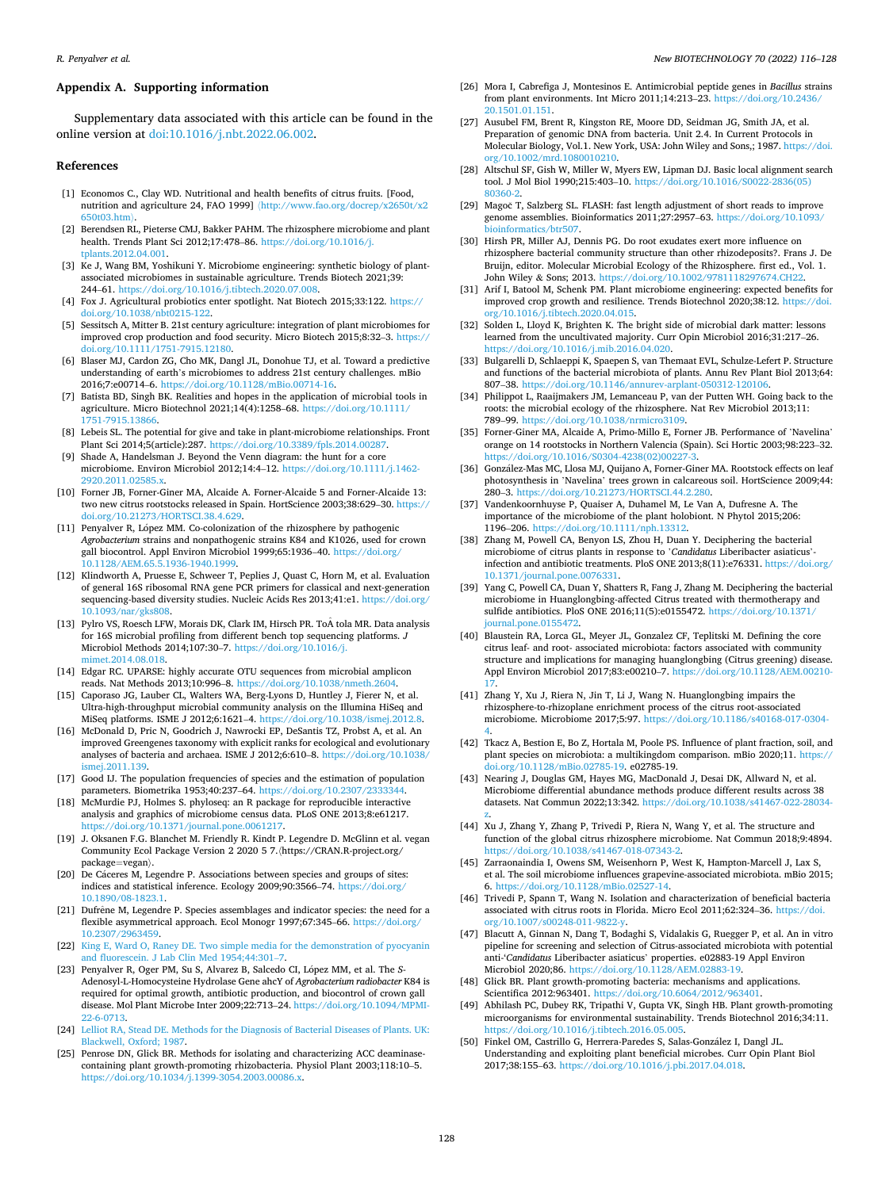## Appendix A. Supporting information

Supplementary data associated with this article can be found in the online version at doi:10.1016/j.nbt.2022.06.002.

## References

[1] Economos C., Clay WD. Nutritional and health benefits of citrus fruits. [Food, nutrition and agriculture 24, FAO 1999] ⟨http://www.fao.org/docrep/x2650t/x2650t03.htm⟩.

[2] Berendsen RL, Pieterse CMJ, Bakker PAHM. The rhizosphere microbiome and plant health. Trends Plant Sci 2012;17:478–86. https://doi.org/10.1016/j.tplants.2012.04.001.

[3] Ke J, Wang BM, Yoshikuni Y. Microbiome engineering: synthetic biology of plant-associated microbiomes in sustainable agriculture. Trends Biotech 2021;39: 244–61. https://doi.org/10.1016/j.tibtech.2020.07.008.

[4] Fox J. Agricultural probiotics enter spotlight. Nat Biotech 2015;33:122. https://doi.org/10.1038/nbt0215-122.

[5] Sessitsch A, Mitter B. 21st century agriculture: integration of plant microbiomes for improved crop production and food security. Micro Biotech 2015;8:32–3. https://doi.org/10.1111/1751-7915.12180.

[6] Blaser MJ, Cardon ZG, Cho MK, Dangl JL, Donohue TJ, et al. Toward a predictive understanding of earth's microbiomes to address 21st century challenges. mBio 2016;7:e00714–6. https://doi.org/10.1128/mBio.00714-16.

[7] Batista BD, Singh BK. Realities and hopes in the application of microbial tools in agriculture. Micro Biotechnol 2021;14(4):1258–68. https://doi.org/10.1111/1751-7915.13866.

[8] Lebeis SL. The potential for give and take in plant-microbiome relationships. Front Plant Sci 2014;5(article):287. https://doi.org/10.3389/fpls.2014.00287.

[9] Shade A, Handelsman J. Beyond the Venn diagram: the hunt for a core microbiome. Environ Microbiol 2012;14:4–12. https://doi.org/10.1111/j.1462-2920.2011.02585.x.

[10] Forner JB, Forner-Giner MA, Alcaide A. Forner-Alcaide 5 and Forner-Alcaide 13: two new citrus rootstocks released in Spain. HortScience 2003;38:629–30. https://doi.org/10.21273/HORTSCI.38.4.629.

[11] Penyalver R, López MM. Co-colonization of the rhizosphere by pathogenic *Agrobacterium* strains and nonpathogenic strains K84 and K1026, used for crown gall biocontrol. Appl Environ Microbiol 1999;65:1936–40. https://doi.org/10.1128/AEM.65.5.1936-1940.1999.

[12] Klindworth A, Pruesse E, Schweer T, Peplies J, Quast C, Horn M, et al. Evaluation of general 16S ribosomal RNA gene PCR primers for classical and next-generation sequencing-based diversity studies. Nucleic Acids Res 2013;41:e1. https://doi.org/10.1093/nar/gks808.

[13] Pylro VS, Roesch LFW, Morais DK, Clark IM, Hirsch PR. ToÂ tola MR. Data analysis for 16S microbial profiling from different bench top sequencing platforms. *J* Microbiol Methods 2014;107:30–7. https://doi.org/10.1016/j.mimet.2014.08.018.

[14] Edgar RC. UPARSE: highly accurate OTU sequences from microbial amplicon reads. Nat Methods 2013;10:996–8. https://doi.org/10.1038/nmeth.2604.

[15] Caporaso JG, Lauber CL, Walters WA, Berg-Lyons D, Huntley J, Fierer N, et al. Ultra-high-throughput microbial community analysis on the Illumina HiSeq and MiSeq platforms. ISME J 2012;6:1621–4. https://doi.org/10.1038/ismej.2012.8.

[16] McDonald D, Pric N, Goodrich J, Nawrocki EP, DeSantis TZ, Probst A, et al. An improved Greengenes taxonomy with explicit ranks for ecological and evolutionary analyses of bacteria and archaea. ISME J 2012;6:610–8. https://doi.org/10.1038/ismej.2011.139.

[17] Good IJ. The population frequencies of species and the estimation of population parameters. Biometrika 1953;40:237–64. https://doi.org/10.2307/2333344.

[18] McMurdie PJ, Holmes S. phyloseq: an R package for reproducible interactive analysis and graphics of microbiome census data. PLoS ONE 2013;8:e61217. https://doi.org/10.1371/journal.pone.0061217.

[19] J. Oksanen F.G. Blanchet M. Friendly R. Kindt P. Legendre D. McGlinn et al. vegan Community Ecol Package Version 2 2020 5 7.⟨https://CRAN.R-project.org/package=vegan⟩.

[20] De Cáceres M, Legendre P. Associations between species and groups of sites: indices and statistical inference. Ecology 2009;90:3566–74. https://doi.org/10.1890/08-1823.1.

[21] Dufrêne M, Legendre P. Species assemblages and indicator species: the need for a flexible asymmetrical approach. Ecol Monogr 1997;67:345–66. https://doi.org/10.2307/2963459.

[22] King E, Ward O, Raney DE. Two simple media for the demonstration of pyocyanin and fluorescein. J Lab Clin Med 1954;44:301–7.

[23] Penyalver R, Oger PM, Su S, Alvarez B, Salcedo CI, López MM, et al. The *S*-Adenosyl-L-Homocysteine Hydrolase Gene ahcY of *Agrobacterium radiobacter* K84 is required for optimal growth, antibiotic production, and biocontrol of crown gall disease. Mol Plant Microbe Inter 2009;22:713–24. https://doi.org/10.1094/MPMI-22-6-0713.

[24] Lelliot RA, Stead DE. Methods for the Diagnosis of Bacterial Diseases of Plants. UK: Blackwell, Oxford; 1987.

[25] Penrose DN, Glick BR. Methods for isolating and characterizing ACC deaminase-containing plant growth-promoting rhizobacteria. Physiol Plant 2003;118:10–5. https://doi.org/10.1034/j.1399-3054.2003.00086.x.

[26] Mora I, Cabrefiga J, Montesinos E. Antimicrobial peptide genes in *Bacillus* strains from plant environments. Int Micro 2011;14:213–23. https://doi.org/10.2436/20.1501.01.151.

[27] Ausubel FM, Brent R, Kingston RE, Moore DD, Seidman JG, Smith JA, et al. Preparation of genomic DNA from bacteria. Unit 2.4. In Current Protocols in Molecular Biology, Vol.1. New York, USA: John Wiley and Sons,; 1987. https://doi.org/10.1002/mrd.1080010210.

[28] Altschul SF, Gish W, Miller W, Myers EW, Lipman DJ. Basic local alignment search tool. J Mol Biol 1990;215:403–10. https://doi.org/10.1016/S0022-2836(05)80360-2.

[29] Magoč T, Salzberg SL. FLASH: fast length adjustment of short reads to improve genome assemblies. Bioinformatics 2011;27:2957–63. https://doi.org/10.1093/bioinformatics/btr507.

[30] Hirsh PR, Miller AJ, Dennis PG. Do root exudates exert more influence on rhizosphere bacterial community structure than other rhizodeposits?. Frans J. De Bruijn, editor. Molecular Microbial Ecology of the Rhizosphere. first ed., Vol. 1. John Wiley & Sons; 2013. https://doi.org/10.1002/9781118297674.CH22.

[31] Arif I, Batool M, Schenk PM. Plant microbiome engineering: expected benefits for improved crop growth and resilience. Trends Biotechnol 2020;38:12. https://doi.org/10.1016/j.tibtech.2020.04.015.

[32] Solden L, Lloyd K, Brighten K. The bright side of microbial dark matter: lessons learned from the uncultivated majority. Curr Opin Microbiol 2016;31:217–26. https://doi.org/10.1016/j.mib.2016.04.020.

[33] Bulgarelli D, Schlaeppi K, Spaepen S, van Themaat EVL, Schulze-Lefert P. Structure and functions of the bacterial microbiota of plants. Annu Rev Plant Biol 2013;64: 807–38. https://doi.org/10.1146/annurev-arplant-050312-120106.

[34] Philippot L, Raaijmakers JM, Lemanceau P, van der Putten WH. Going back to the roots: the microbial ecology of the rhizosphere. Nat Rev Microbiol 2013;11: 789–99. https://doi.org/10.1038/nrmicro3109.

[35] Forner-Giner MA, Alcaide A, Primo-Millo E, Forner JB. Performance of `Navelina` orange on 14 rootstocks in Northern Valencia (Spain). Sci Hortic 2003;98:223–32. https://doi.org/10.1016/S0304-4238(02)00227-3.

[36] González-Mas MC, Llosa MJ, Quijano A, Forner-Giner MA. Rootstock effects on leaf photosynthesis in `Navelina` trees grown in calcareous soil. HortScience 2009;44: 280–3. https://doi.org/10.21273/HORTSCI.44.2.280.

[37] Vandenkoornhuyse P, Quaiser A, Duhamel M, Le Van A, Dufresne A. The importance of the microbiome of the plant holobiont. N Phytol 2015;206: 1196–206. https://doi.org/10.1111/nph.13312.

[38] Zhang M, Powell CA, Benyon LS, Zhou H, Duan Y. Deciphering the bacterial microbiome of citrus plants in response to `*Candidatus* Liberibacter asiaticus`-infection and antibiotic treatments. PloS ONE 2013;8(11):e76331. https://doi.org/10.1371/journal.pone.0076331.

[39] Yang C, Powell CA, Duan Y, Shatters R, Fang J, Zhang M. Deciphering the bacterial microbiome in Huanglongbing-affected Citrus treated with thermotherapy and sulfide antibiotics. PloS ONE 2016;11(5):e0155472. https://doi.org/10.1371/journal.pone.0155472.

[40] Blaustein RA, Lorca GL, Meyer JL, Gonzalez CF, Teplitski M. Defining the core citrus leaf- and root- associated microbiota: factors associated with community structure and implications for managing huanglongbing (Citrus greening) disease. Appl Environ Microbiol 2017;83:e00210–7. https://doi.org/10.1128/AEM.00210-17.

[41] Zhang Y, Xu J, Riera N, Jin T, Li J, Wang N. Huanglongbing impairs the rhizosphere-to-rhizoplane enrichment process of the citrus root-associated microbiome. Microbiome 2017;5:97. https://doi.org/10.1186/s40168-017-0304-4.

[42] Tkacz A, Bestion E, Bo Z, Hortala M, Poole PS. Influence of plant fraction, soil, and plant species on microbiota: a multikingdom comparison. mBio 2020;11. https://doi.org/10.1128/mBio.02785-19. e02785-19.

[43] Nearing J, Douglas GM, Hayes MG, MacDonald J, Desai DK, Allward N, et al. Microbiome differential abundance methods produce different results across 38 datasets. Nat Commun 2022;13:342. https://doi.org/10.1038/s41467-022-28034-z.

[44] Xu J, Zhang Y, Zhang P, Trivedi P, Riera N, Wang Y, et al. The structure and function of the global citrus rhizosphere microbiome. Nat Commun 2018;9:4894. https://doi.org/10.1038/s41467-018-07343-2.

[45] Zarraonaindia I, Owens SM, Weisenhorn P, West K, Hampton-Marcell J, Lax S, et al. The soil microbiome influences grapevine-associated microbiota. mBio 2015; 6. https://doi.org/10.1128/mBio.02527-14.

[46] Trivedi P, Spann T, Wang N. Isolation and characterization of beneficial bacteria associated with citrus roots in Florida. Micro Ecol 2011;62:324–36. https://doi.org/10.1007/s00248-011-9822-y.

[47] Blacutt A, Ginnan N, Dang T, Bodaghi S, Vidalakis G, Ruegger P, et al. An in vitro pipeline for screening and selection of Citrus-associated microbiota with potential anti-'*Candidatus* Liberibacter asiaticus' properties. e02883-19 Appl Environ Microbiol 2020;86. https://doi.org/10.1128/AEM.02883-19.

[48] Glick BR. Plant growth-promoting bacteria: mechanisms and applications. Scientifica 2012:963401. https://doi.org/10.6064/2012/963401.

[49] Abhilash PC, Dubey RK, Tripathi V, Gupta VK, Singh HB. Plant growth-promoting microorganisms for environmental sustainability. Trends Biotechnol 2016;34:11. https://doi.org/10.1016/j.tibtech.2016.05.005.

[50] Finkel OM, Castrillo G, Herrera-Paredes S, Salas-González I, Dangl JL. Understanding and exploiting plant beneficial microbes. Curr Opin Plant Biol 2017;38:155–63. https://doi.org/10.1016/j.pbi.2017.04.018.